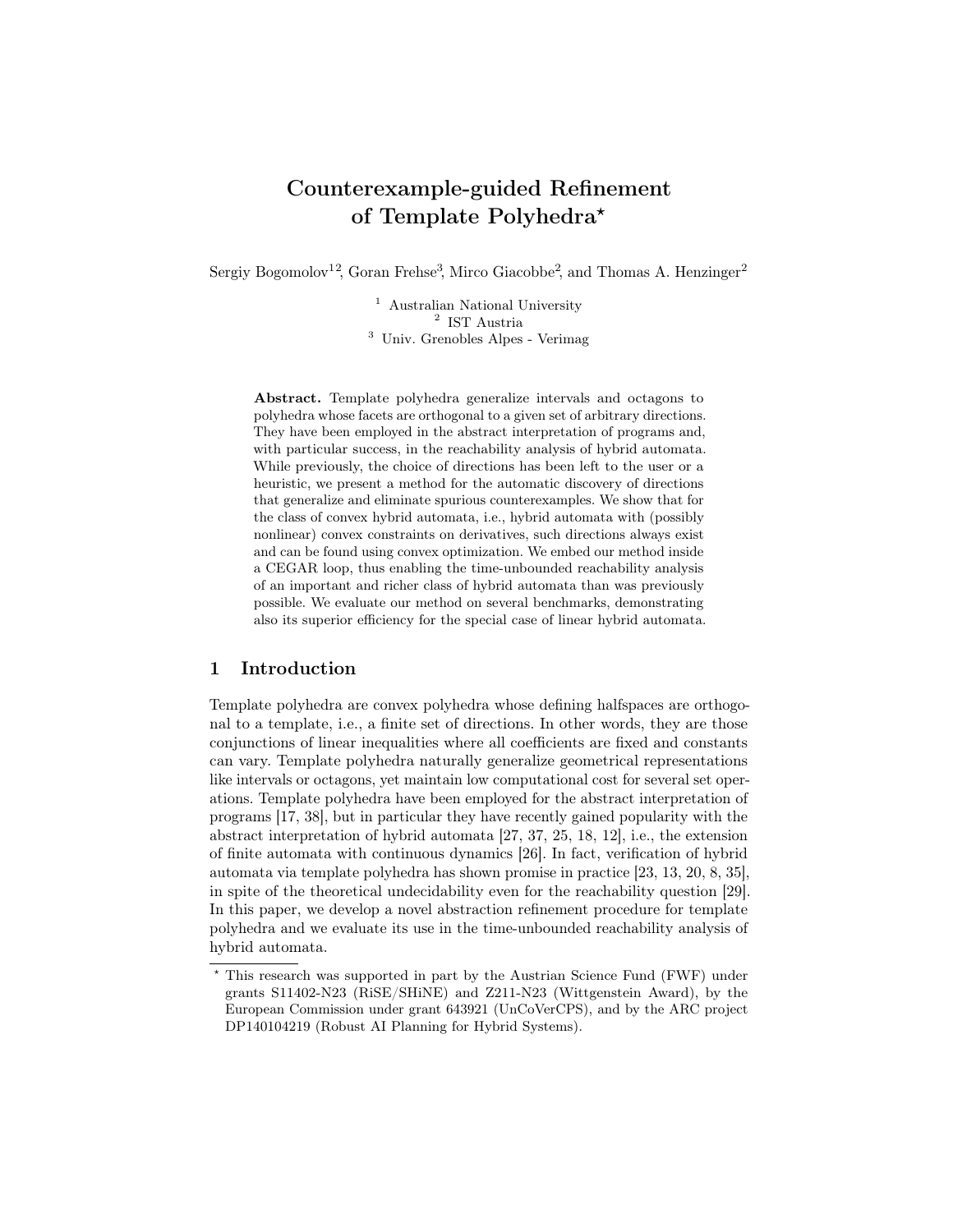# Counterexample-guided Refinement of Template Polyhedra*

Sergiy Bogomolov[1,2], Goran Frehse[3], Mirco Giacobbe[2], and Thomas A. Henzinger[2]

[1] Australian National University
[2] IST Austria
[3] Univ. Grenobles Alpes - Verimag

**Abstract.** Template polyhedra generalize intervals and octagons to polyhedra whose facets are orthogonal to a given set of arbitrary directions. They have been employed in the abstract interpretation of programs and, with particular success, in the reachability analysis of hybrid automata. While previously, the choice of directions has been left to the user or a heuristic, we present a method for the automatic discovery of directions that generalize and eliminate spurious counterexamples. We show that for the class of convex hybrid automata, i.e., hybrid automata with (possibly nonlinear) convex constraints on derivatives, such directions always exist and can be found using convex optimization. We embed our method inside a CEGAR loop, thus enabling the time-unbounded reachability analysis of an important and richer class of hybrid automata than was previously possible. We evaluate our method on several benchmarks, demonstrating also its superior efficiency for the special case of linear hybrid automata.

## 1 Introduction

Template polyhedra are convex polyhedra whose defining halfspaces are orthogonal to a template, i.e., a finite set of directions. In other words, they are those conjunctions of linear inequalities where all coefficients are fixed and constants can vary. Template polyhedra naturally generalize geometrical representations like intervals or octagons, yet maintain low computational cost for several set operations. Template polyhedra have been employed for the abstract interpretation of programs [17, 38], but in particular they have recently gained popularity with the abstract interpretation of hybrid automata [27, 37, 25, 18, 12], i.e., the extension of finite automata with continuous dynamics [26]. In fact, verification of hybrid automata via template polyhedra has shown promise in practice [23, 13, 20, 8, 35], in spite of the theoretical undecidability even for the reachability question [29]. In this paper, we develop a novel abstraction refinement procedure for template polyhedra and we evaluate its use in the time-unbounded reachability analysis of hybrid automata.

---

* This research was supported in part by the Austrian Science Fund (FWF) under grants S11402-N23 (RiSE/SHiNE) and Z211-N23 (Wittgenstein Award), by the European Commission under grant 643921 (UnCoVerCPS), and by the ARC project DP140104219 (Robust AI Planning for Hybrid Systems).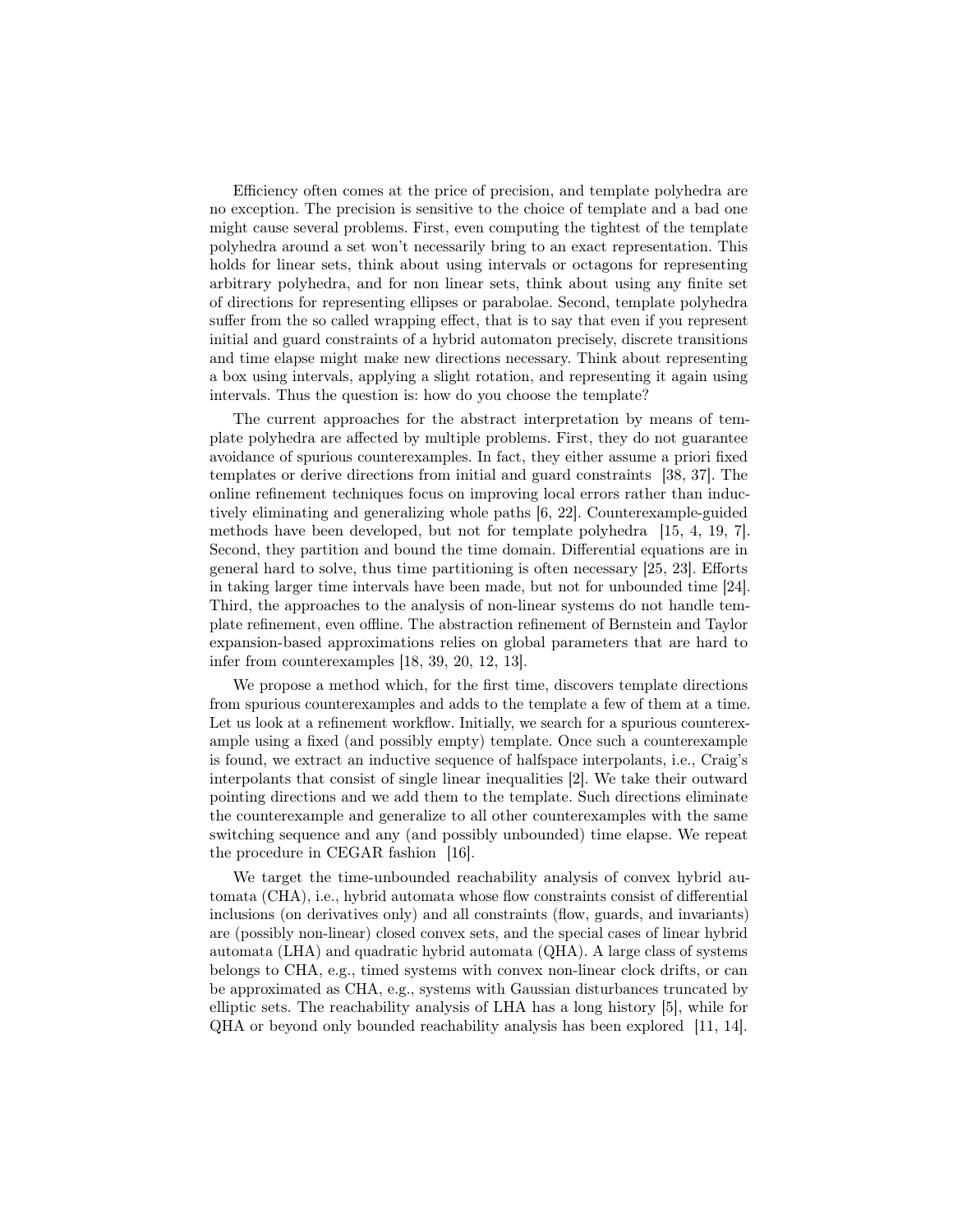Efficiency often comes at the price of precision, and template polyhedra are no exception. The precision is sensitive to the choice of template and a bad one might cause several problems. First, even computing the tightest of the template polyhedra around a set won't necessarily bring to an exact representation. This holds for linear sets, think about using intervals or octagons for representing arbitrary polyhedra, and for non linear sets, think about using any finite set of directions for representing ellipses or parabolae. Second, template polyhedra suffer from the so called wrapping effect, that is to say that even if you represent initial and guard constraints of a hybrid automaton precisely, discrete transitions and time elapse might make new directions necessary. Think about representing a box using intervals, applying a slight rotation, and representing it again using intervals. Thus the question is: how do you choose the template?

The current approaches for the abstract interpretation by means of template polyhedra are affected by multiple problems. First, they do not guarantee avoidance of spurious counterexamples. In fact, they either assume a priori fixed templates or derive directions from initial and guard constraints [38, 37]. The online refinement techniques focus on improving local errors rather than inductively eliminating and generalizing whole paths [6, 22]. Counterexample-guided methods have been developed, but not for template polyhedra [15, 4, 19, 7]. Second, they partition and bound the time domain. Differential equations are in general hard to solve, thus time partitioning is often necessary [25, 23]. Efforts in taking larger time intervals have been made, but not for unbounded time [24]. Third, the approaches to the analysis of non-linear systems do not handle template refinement, even offline. The abstraction refinement of Bernstein and Taylor expansion-based approximations relies on global parameters that are hard to infer from counterexamples [18, 39, 20, 12, 13].

We propose a method which, for the first time, discovers template directions from spurious counterexamples and adds to the template a few of them at a time. Let us look at a refinement workflow. Initially, we search for a spurious counterexample using a fixed (and possibly empty) template. Once such a counterexample is found, we extract an inductive sequence of halfspace interpolants, i.e., Craig's interpolants that consist of single linear inequalities [2]. We take their outward pointing directions and we add them to the template. Such directions eliminate the counterexample and generalize to all other counterexamples with the same switching sequence and any (and possibly unbounded) time elapse. We repeat the procedure in CEGAR fashion [16].

We target the time-unbounded reachability analysis of convex hybrid automata (CHA), i.e., hybrid automata whose flow constraints consist of differential inclusions (on derivatives only) and all constraints (flow, guards, and invariants) are (possibly non-linear) closed convex sets, and the special cases of linear hybrid automata (LHA) and quadratic hybrid automata (QHA). A large class of systems belongs to CHA, e.g., timed systems with convex non-linear clock drifts, or can be approximated as CHA, e.g., systems with Gaussian disturbances truncated by elliptic sets. The reachability analysis of LHA has a long history [5], while for QHA or beyond only bounded reachability analysis has been explored [11, 14].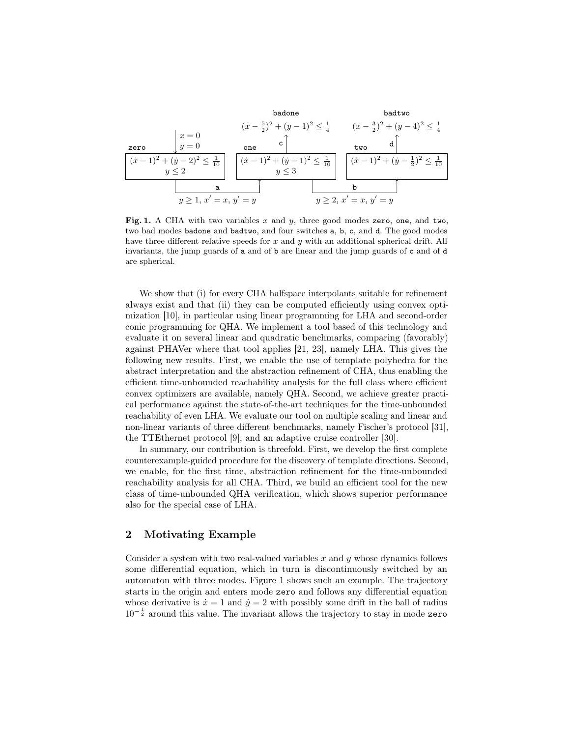**Fig. 1.** A CHA with two variables $x$ and $y$, three good modes `zero`, `one`, and `two`, two bad modes `badone` and `badtwo`, and four switches `a`, `b`, `c`, and `d`. The good modes have three different relative speeds for $x$ and $y$ with an additional spherical drift. All invariants, the jump guards of `a` and of `b` are linear and the jump guards of `c` and of `d` are spherical.

We show that (i) for every CHA halfspace interpolants suitable for refinement always exist and that (ii) they can be computed efficiently using convex optimization [10], in particular using linear programming for LHA and second-order conic programming for QHA. We implement a tool based of this technology and evaluate it on several linear and quadratic benchmarks, comparing (favorably) against PHAVer where that tool applies [21, 23], namely LHA. This gives the following new results. First, we enable the use of template polyhedra for the abstract interpretation and the abstraction refinement of CHA, thus enabling the efficient time-unbounded reachability analysis for the full class where efficient convex optimizers are available, namely QHA. Second, we achieve greater practical performance against the state-of-the-art techniques for the time-unbounded reachability of even LHA. We evaluate our tool on multiple scaling and linear and non-linear variants of three different benchmarks, namely Fischer's protocol [31], the TTEthernet protocol [9], and an adaptive cruise controller [30].

In summary, our contribution is threefold. First, we develop the first complete counterexample-guided procedure for the discovery of template directions. Second, we enable, for the first time, abstraction refinement for the time-unbounded reachability analysis for all CHA. Third, we build an efficient tool for the new class of time-unbounded QHA verification, which shows superior performance also for the special case of LHA.

## 2 Motivating Example

Consider a system with two real-valued variables $x$ and $y$ whose dynamics follows some differential equation, which in turn is discontinuously switched by an automaton with three modes. Figure 1 shows such an example. The trajectory starts in the origin and enters mode `zero` and follows any differential equation whose derivative is $\dot{x} = 1$ and $\dot{y} = 2$ with possibly some drift in the ball of radius $10^{-\frac{1}{2}}$ around this value. The invariant allows the trajectory to stay in mode `zero`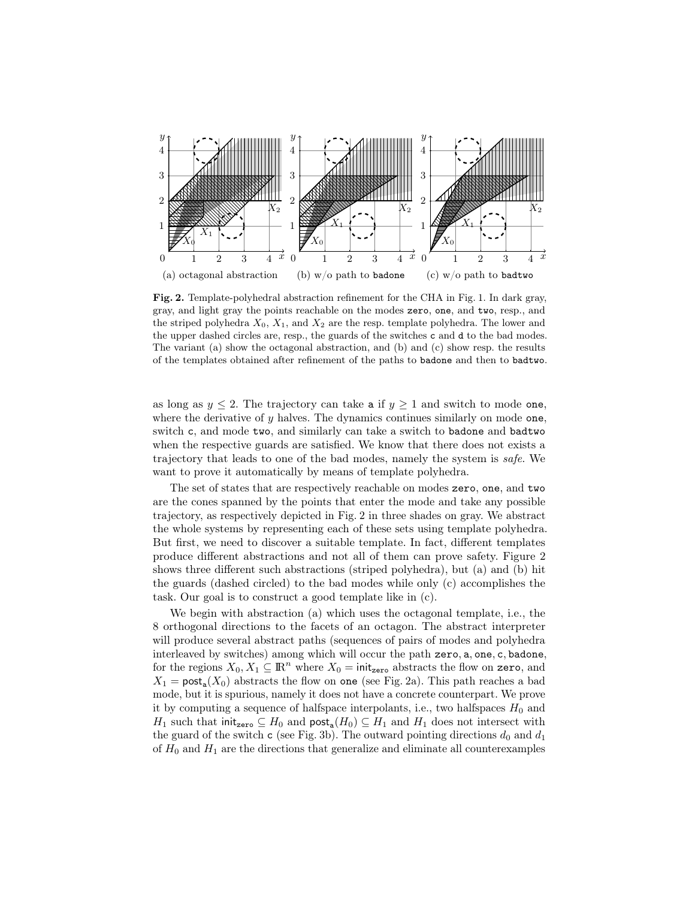(a) octagonal abstraction (b) w/o path to `badone` (c) w/o path to `badtwo`

**Fig. 2.** Template-polyhedral abstraction refinement for the CHA in Fig. 1. In dark gray, gray, and light gray the points reachable on the modes `zero`, `one`, and `two`, resp., and the striped polyhedra $X_0$, $X_1$, and $X_2$ are the resp. template polyhedra. The lower and the upper dashed circles are, resp., the guards of the switches `c` and `d` to the bad modes. The variant (a) show the octagonal abstraction, and (b) and (c) show resp. the results of the templates obtained after refinement of the paths to `badone` and then to `badtwo`.

as long as $y \leq 2$. The trajectory can take `a` if $y \geq 1$ and switch to mode `one`, where the derivative of $y$ halves. The dynamics continues similarly on mode `one`, switch `c`, and mode `two`, and similarly can take a switch to `badone` and `badtwo` when the respective guards are satisfied. We know that there does not exists a trajectory that leads to one of the bad modes, namely the system is *safe*. We want to prove it automatically by means of template polyhedra.

The set of states that are respectively reachable on modes `zero`, `one`, and `two` are the cones spanned by the points that enter the mode and take any possible trajectory, as respectively depicted in Fig. 2 in three shades on gray. We abstract the whole systems by representing each of these sets using template polyhedra. But first, we need to discover a suitable template. In fact, different templates produce different abstractions and not all of them can prove safety. Figure 2 shows three different such abstractions (striped polyhedra), but (a) and (b) hit the guards (dashed circled) to the bad modes while only (c) accomplishes the task. Our goal is to construct a good template like in (c).

We begin with abstraction (a) which uses the octagonal template, i.e., the 8 orthogonal directions to the facets of an octagon. The abstract interpreter will produce several abstract paths (sequences of pairs of modes and polyhedra interleaved by switches) among which will occur the path `zero`, `a`, `one`, `c`, `badone`, for the regions $X_0, X_1 \subseteq \mathbb{R}^n$ where $X_0 = \mathsf{init}_{\mathtt{zero}}$ abstracts the flow on `zero`, and $X_1 = \mathsf{post}_{\mathtt{a}}(X_0)$ abstracts the flow on `one` (see Fig. 2a). This path reaches a bad mode, but it is spurious, namely it does not have a concrete counterpart. We prove it by computing a sequence of halfspace interpolants, i.e., two halfspaces $H_0$ and $H_1$ such that $\mathsf{init}_{\mathtt{zero}} \subseteq H_0$ and $\mathsf{post}_{\mathtt{a}}(H_0) \subseteq H_1$ and $H_1$ does not intersect with the guard of the switch `c` (see Fig. 3b). The outward pointing directions $d_0$ and $d_1$ of $H_0$ and $H_1$ are the directions that generalize and eliminate all counterexamples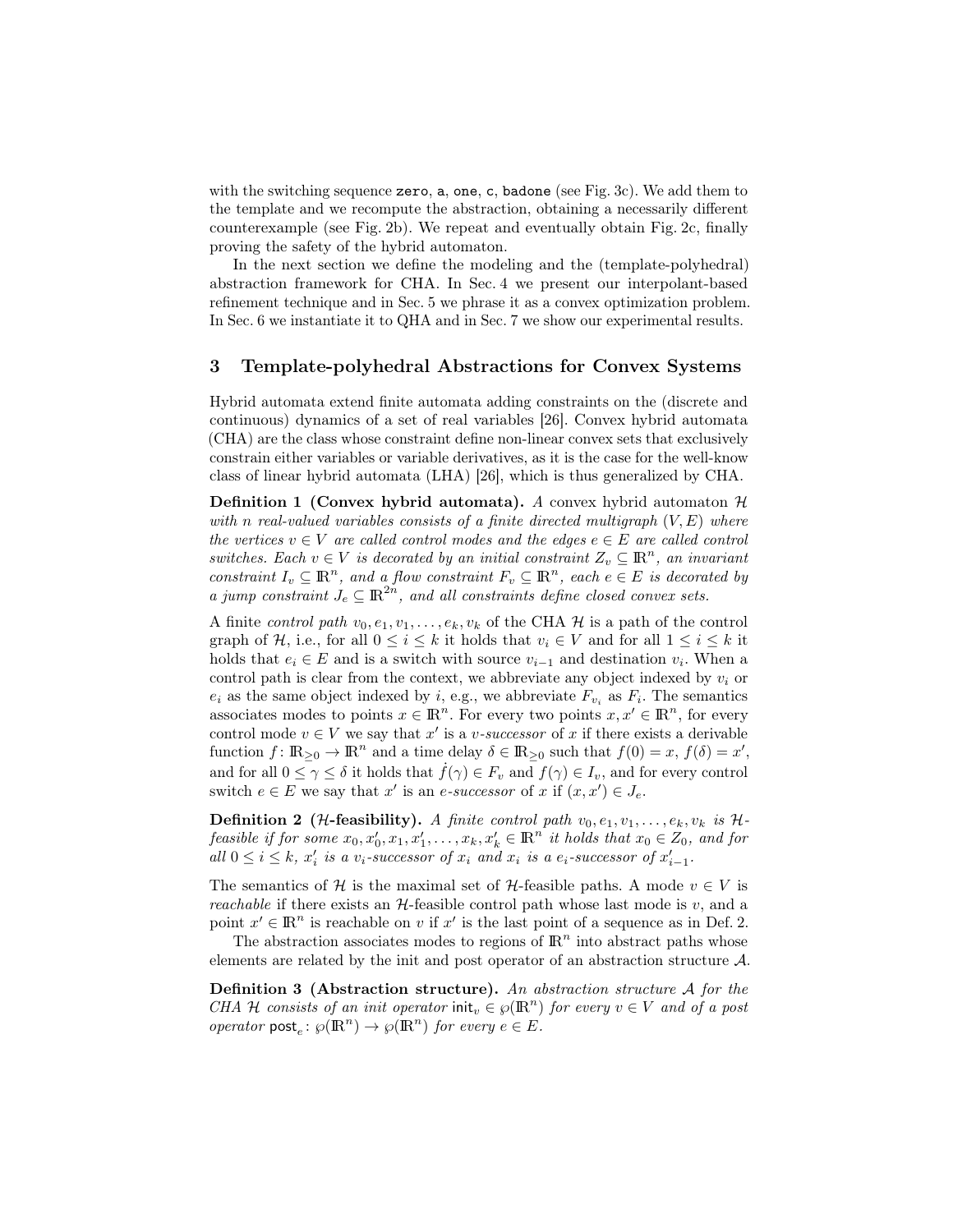with the switching sequence `zero`, `a`, `one`, `c`, `badone` (see Fig. 3c). We add them to the template and we recompute the abstraction, obtaining a necessarily different counterexample (see Fig. 2b). We repeat and eventually obtain Fig. 2c, finally proving the safety of the hybrid automaton.

In the next section we define the modeling and the (template-polyhedral) abstraction framework for CHA. In Sec. 4 we present our interpolant-based refinement technique and in Sec. 5 we phrase it as a convex optimization problem. In Sec. 6 we instantiate it to QHA and in Sec. 7 we show our experimental results.

## 3 Template-polyhedral Abstractions for Convex Systems

Hybrid automata extend finite automata adding constraints on the (discrete and continuous) dynamics of a set of real variables [26]. Convex hybrid automata (CHA) are the class whose constraint define non-linear convex sets that exclusively constrain either variables or variable derivatives, as it is the case for the well-know class of linear hybrid automata (LHA) [26], which is thus generalized by CHA.

**Definition 1 (Convex hybrid automata).** *A convex hybrid automaton $\mathcal{H}$ with $n$ real-valued variables consists of a finite directed multigraph $(V, E)$ where the vertices $v \in V$ are called control modes and the edges $e \in E$ are called control switches. Each $v \in V$ is decorated by an initial constraint $Z_v \subseteq \mathbb{R}^n$, an invariant constraint $I_v \subseteq \mathbb{R}^n$, and a flow constraint $F_v \subseteq \mathbb{R}^n$, each $e \in E$ is decorated by a jump constraint $J_e \subseteq \mathbb{R}^{2n}$, and all constraints define closed convex sets.*

A finite *control path* $v_0, e_1, v_1, \ldots, e_k, v_k$ of the CHA $\mathcal{H}$ is a path of the control graph of $\mathcal{H}$, i.e., for all $0 \leq i \leq k$ it holds that $v_i \in V$ and for all $1 \leq i \leq k$ it holds that $e_i \in E$ and is a switch with source $v_{i-1}$ and destination $v_i$. When a control path is clear from the context, we abbreviate any object indexed by $v_i$ or $e_i$ as the same object indexed by $i$, e.g., we abbreviate $F_{v_i}$ as $F_i$. The semantics associates modes to points $x \in \mathbb{R}^n$. For every two points $x, x' \in \mathbb{R}^n$, for every control mode $v \in V$ we say that $x'$ is a *$v$-successor* of $x$ if there exists a derivable function $f \colon \mathbb{R}_{\geq 0} \to \mathbb{R}^n$ and a time delay $\delta \in \mathbb{R}_{\geq 0}$ such that $f(0) = x$, $f(\delta) = x'$, and for all $0 \leq \gamma \leq \delta$ it holds that $\dot{f}(\gamma) \in F_v$ and $f(\gamma) \in I_v$, and for every control switch $e \in E$ we say that $x'$ is an *$e$-successor* of $x$ if $(x, x') \in J_e$.

**Definition 2 ($\mathcal{H}$-feasibility).** *A finite control path $v_0, e_1, v_1, \ldots, e_k, v_k$ is $\mathcal{H}$-feasible if for some $x_0, x_0', x_1, x_1', \ldots, x_k, x_k' \in \mathbb{R}^n$ it holds that $x_0 \in Z_0$, and for all $0 \leq i \leq k$, $x_i'$ is a $v_i$-successor of $x_i$ and $x_i$ is a $e_i$-successor of $x_{i-1}'$.*

The semantics of $\mathcal{H}$ is the maximal set of $\mathcal{H}$-feasible paths. A mode $v \in V$ is *reachable* if there exists an $\mathcal{H}$-feasible control path whose last mode is $v$, and a point $x' \in \mathbb{R}^n$ is reachable on $v$ if $x'$ is the last point of a sequence as in Def. 2.

The abstraction associates modes to regions of $\mathbb{R}^n$ into abstract paths whose elements are related by the init and post operator of an abstraction structure $\mathcal{A}$.

**Definition 3 (Abstraction structure).** *An abstraction structure $\mathcal{A}$ for the CHA $\mathcal{H}$ consists of an init operator $\mathsf{init}_v \in \wp(\mathbb{R}^n)$ for every $v \in V$ and of a post operator $\mathsf{post}_e \colon \wp(\mathbb{R}^n) \to \wp(\mathbb{R}^n)$ for every $e \in E$.*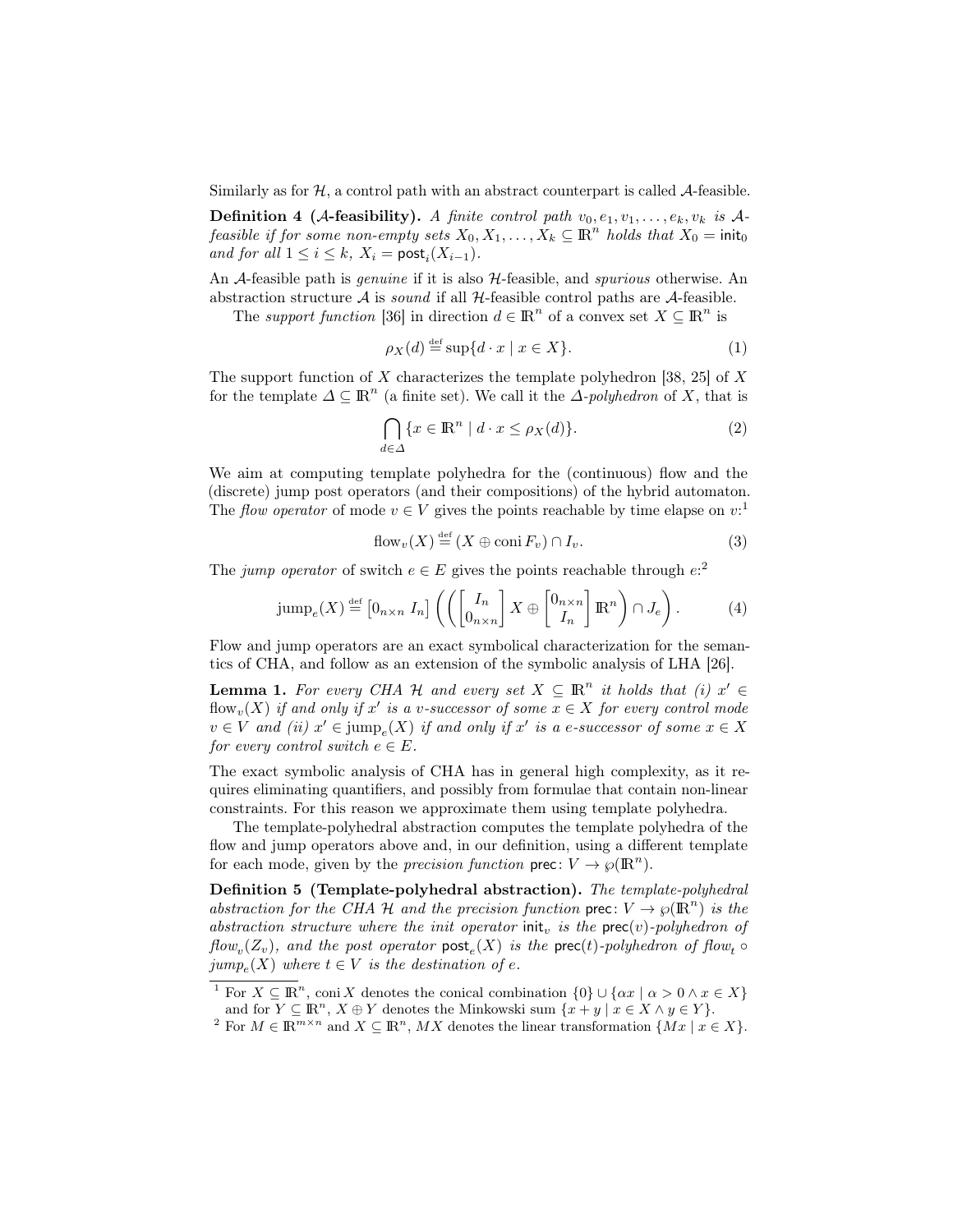Similarly as for $\mathcal{H}$, a control path with an abstract counterpart is called $\mathcal{A}$-feasible.

**Definition 4 ($\mathcal{A}$-feasibility).** *A finite control path $v_0, e_1, v_1, \dots, e_k, v_k$ is $\mathcal{A}$-feasible if for some non-empty sets $X_0, X_1, \dots, X_k \subseteq \mathbb{R}^n$ holds that $X_0 = \mathsf{init}_0$ and for all $1 \leq i \leq k$, $X_i = \mathsf{post}_i(X_{i-1})$.*

An $\mathcal{A}$-feasible path is *genuine* if it is also $\mathcal{H}$-feasible, and *spurious* otherwise. An abstraction structure $\mathcal{A}$ is *sound* if all $\mathcal{H}$-feasible control paths are $\mathcal{A}$-feasible.

The *support function* [36] in direction $d \in \mathbb{R}^n$ of a convex set $X \subseteq \mathbb{R}^n$ is

$$\rho_X(d) \stackrel{\text{def}}{=} \sup\{d \cdot x \mid x \in X\}. \tag{1}$$

The support function of $X$ characterizes the template polyhedron [38, 25] of $X$ for the template $\Delta \subseteq \mathbb{R}^n$ (a finite set). We call it the *$\Delta$-polyhedron* of $X$, that is

$$\bigcap_{d \in \Delta} \{x \in \mathbb{R}^n \mid d \cdot x \leq \rho_X(d)\}. \tag{2}$$

We aim at computing template polyhedra for the (continuous) flow and the (discrete) jump post operators (and their compositions) of the hybrid automaton. The *flow operator* of mode $v \in V$ gives the points reachable by time elapse on $v$:[1]

$$\text{flow}_v(X) \stackrel{\text{def}}{=} (X \oplus \text{coni}\, F_v) \cap I_v. \tag{3}$$

The *jump operator* of switch $e \in E$ gives the points reachable through $e$:[2]

$$\text{jump}_e(X) \stackrel{\text{def}}{=} \begin{bmatrix} 0_{n \times n} & I_n \end{bmatrix} \left( \left( \begin{bmatrix} I_n \\ 0_{n \times n} \end{bmatrix} X \oplus \begin{bmatrix} 0_{n \times n} \\ I_n \end{bmatrix} \mathbb{R}^n \right) \cap J_e \right). \tag{4}$$

Flow and jump operators are an exact symbolical characterization for the semantics of CHA, and follow as an extension of the symbolic analysis of LHA [26].

**Lemma 1.** *For every CHA $\mathcal{H}$ and every set $X \subseteq \mathbb{R}^n$ it holds that (i) $x' \in \text{flow}_v(X)$ if and only if $x'$ is a $v$-successor of some $x \in X$ for every control mode $v \in V$ and (ii) $x' \in \text{jump}_e(X)$ if and only if $x'$ is a $e$-successor of some $x \in X$ for every control switch $e \in E$.*

The exact symbolic analysis of CHA has in general high complexity, as it requires eliminating quantifiers, and possibly from formulae that contain non-linear constraints. For this reason we approximate them using template polyhedra.

The template-polyhedral abstraction computes the template polyhedra of the flow and jump operators above and, in our definition, using a different template for each mode, given by the *precision function* $\mathsf{prec} \colon V \to \wp(\mathbb{R}^n)$.

**Definition 5 (Template-polyhedral abstraction).** *The template-polyhedral abstraction for the CHA $\mathcal{H}$ and the precision function $\mathsf{prec} \colon V \to \wp(\mathbb{R}^n)$ is the abstraction structure where the init operator $\mathsf{init}_v$ is the $\mathsf{prec}(v)$-polyhedron of $\text{flow}_v(Z_v)$, and the post operator $\mathsf{post}_e(X)$ is the $\mathsf{prec}(t)$-polyhedron of $\text{flow}_t \circ \text{jump}_e(X)$ where $t \in V$ is the destination of $e$.*

[1] For $X \subseteq \mathbb{R}^n$, $\text{coni}\, X$ denotes the conical combination $\{0\} \cup \{\alpha x \mid \alpha > 0 \wedge x \in X\}$ and for $Y \subseteq \mathbb{R}^n$, $X \oplus Y$ denotes the Minkowski sum $\{x + y \mid x \in X \wedge y \in Y\}$.

[2] For $M \in \mathbb{R}^{m \times n}$ and $X \subseteq \mathbb{R}^n$, $MX$ denotes the linear transformation $\{Mx \mid x \in X\}$.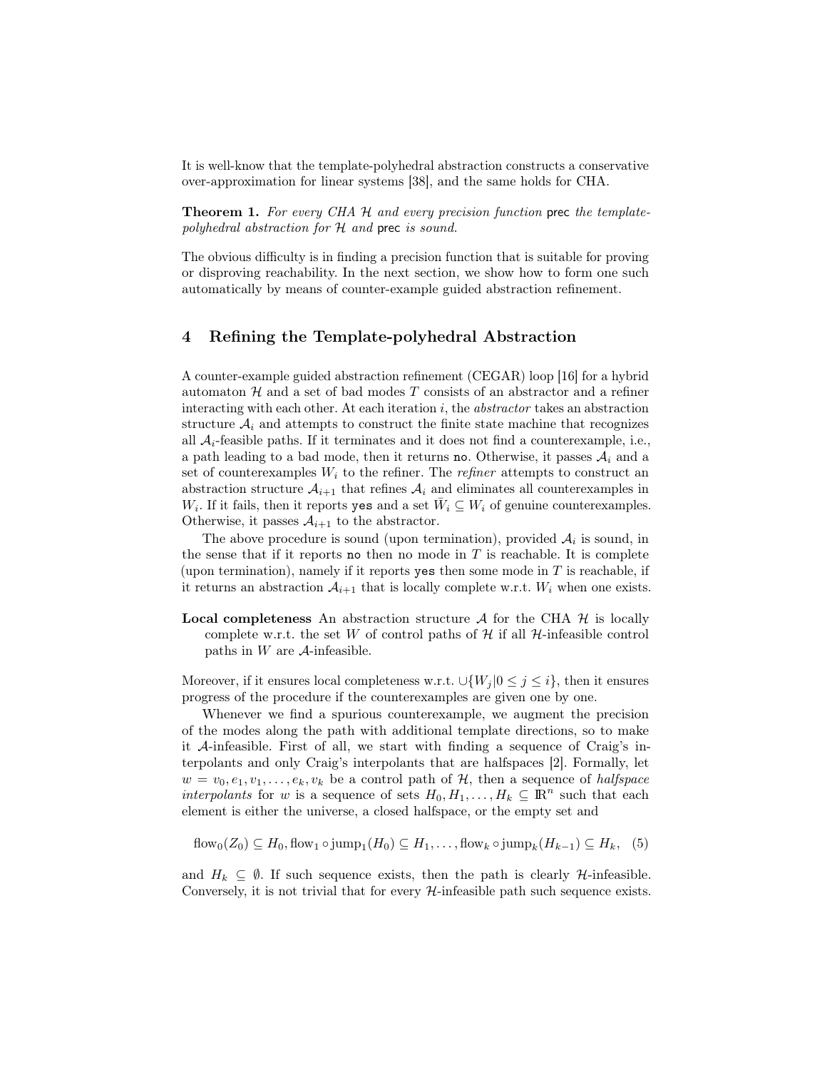It is well-know that the template-polyhedral abstraction constructs a conservative over-approximation for linear systems [38], and the same holds for CHA.

**Theorem 1.** *For every CHA $\mathcal{H}$ and every precision function* prec *the template-polyhedral abstraction for $\mathcal{H}$ and* prec *is sound.*

The obvious difficulty is in finding a precision function that is suitable for proving or disproving reachability. In the next section, we show how to form one such automatically by means of counter-example guided abstraction refinement.

## 4 Refining the Template-polyhedral Abstraction

A counter-example guided abstraction refinement (CEGAR) loop [16] for a hybrid automaton $\mathcal{H}$ and a set of bad modes $T$ consists of an abstractor and a refiner interacting with each other. At each iteration $i$, the *abstractor* takes an abstraction structure $\mathcal{A}_i$ and attempts to construct the finite state machine that recognizes all $\mathcal{A}_i$-feasible paths. If it terminates and it does not find a counterexample, i.e., a path leading to a bad mode, then it returns `no`. Otherwise, it passes $\mathcal{A}_i$ and a set of counterexamples $W_i$ to the refiner. The *refiner* attempts to construct an abstraction structure $\mathcal{A}_{i+1}$ that refines $\mathcal{A}_i$ and eliminates all counterexamples in $W_i$. If it fails, then it reports `yes` and a set $\bar{W}_i \subseteq W_i$ of genuine counterexamples. Otherwise, it passes $\mathcal{A}_{i+1}$ to the abstractor.

The above procedure is sound (upon termination), provided $\mathcal{A}_i$ is sound, in the sense that if it reports `no` then no mode in $T$ is reachable. It is complete (upon termination), namely if it reports `yes` then some mode in $T$ is reachable, if it returns an abstraction $\mathcal{A}_{i+1}$ that is locally complete w.r.t. $W_i$ when one exists.

**Local completeness** An abstraction structure $\mathcal{A}$ for the CHA $\mathcal{H}$ is locally complete w.r.t. the set $W$ of control paths of $\mathcal{H}$ if all $\mathcal{H}$-infeasible control paths in $W$ are $\mathcal{A}$-infeasible.

Moreover, if it ensures local completeness w.r.t. $\cup\{W_j | 0 \leq j \leq i\}$, then it ensures progress of the procedure if the counterexamples are given one by one.

Whenever we find a spurious counterexample, we augment the precision of the modes along the path with additional template directions, so to make it $\mathcal{A}$-infeasible. First of all, we start with finding a sequence of Craig's interpolants and only Craig's interpolants that are halfspaces [2]. Formally, let $w = v_0, e_1, v_1, \ldots, e_k, v_k$ be a control path of $\mathcal{H}$, then a sequence of *halfspace interpolants* for $w$ is a sequence of sets $H_0, H_1, \ldots, H_k \subseteq \mathbb{R}^n$ such that each element is either the universe, a closed halfspace, or the empty set and

$$\text{flow}_0(Z_0) \subseteq H_0, \text{flow}_1 \circ \text{jump}_1(H_0) \subseteq H_1, \ldots, \text{flow}_k \circ \text{jump}_k(H_{k-1}) \subseteq H_k, \quad (5)$$

and $H_k \subseteq \emptyset$. If such sequence exists, then the path is clearly $\mathcal{H}$-infeasible. Conversely, it is not trivial that for every $\mathcal{H}$-infeasible path such sequence exists.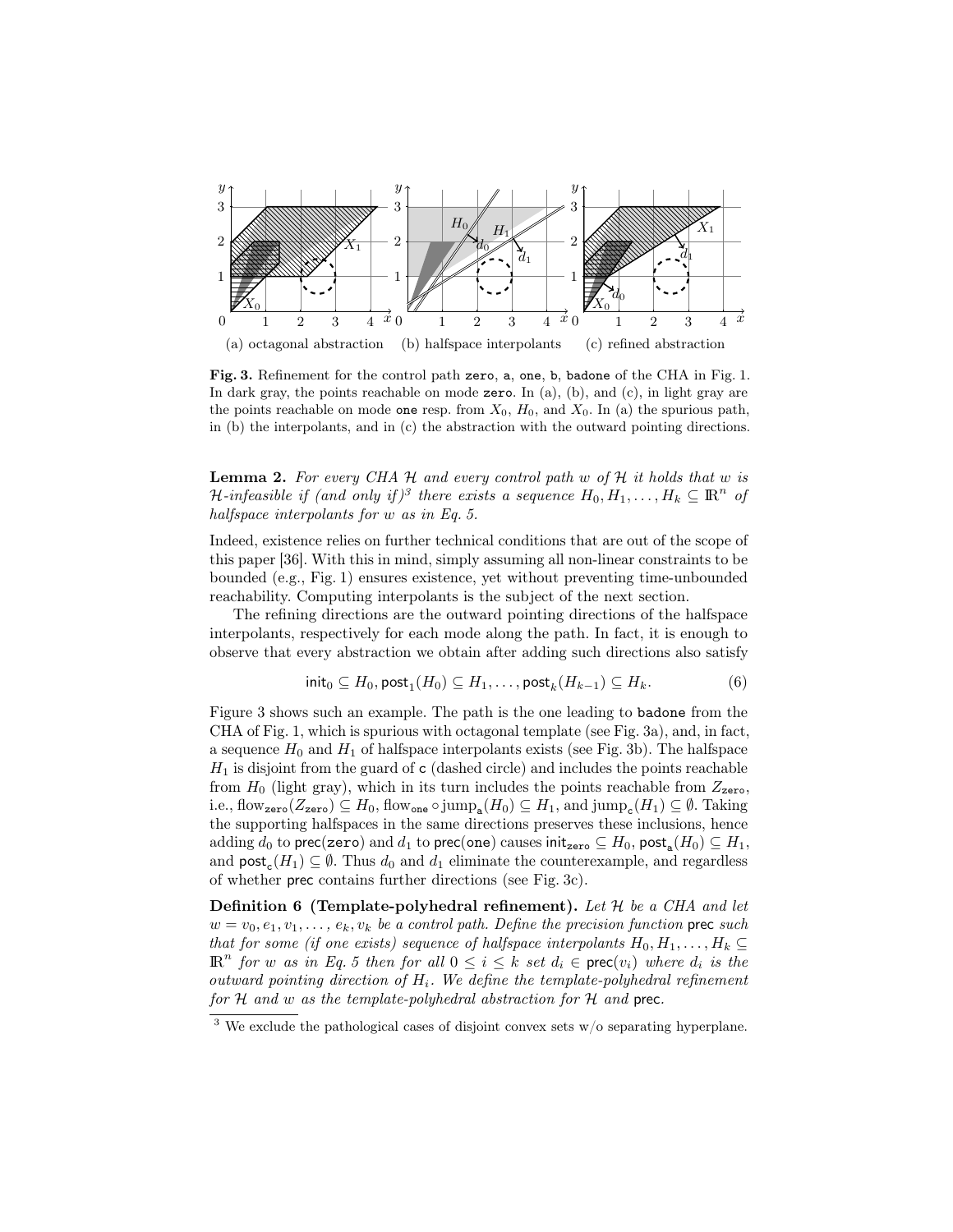(a) octagonal abstraction (b) halfspace interpolants (c) refined abstraction

**Fig. 3.** Refinement for the control path `zero`, `a`, `one`, `b`, `badone` of the CHA in Fig. 1. In dark gray, the points reachable on mode `zero`. In (a), (b), and (c), in light gray are the points reachable on mode `one` resp. from $X_0$, $H_0$, and $X_0$. In (a) the spurious path, in (b) the interpolants, and in (c) the abstraction with the outward pointing directions.

**Lemma 2.** *For every CHA $\mathcal{H}$ and every control path $w$ of $\mathcal{H}$ it holds that $w$ is $\mathcal{H}$-infeasible if (and only if)*[3] *there exists a sequence $H_0, H_1, \dots, H_k \subseteq \mathbb{R}^n$ of halfspace interpolants for $w$ as in Eq. 5.*

Indeed, existence relies on further technical conditions that are out of the scope of this paper [36]. With this in mind, simply assuming all non-linear constraints to be bounded (e.g., Fig. 1) ensures existence, yet without preventing time-unbounded reachability. Computing interpolants is the subject of the next section.

The refining directions are the outward pointing directions of the halfspace interpolants, respectively for each mode along the path. In fact, it is enough to observe that every abstraction we obtain after adding such directions also satisfy

$$\mathsf{init}_0 \subseteq H_0, \mathsf{post}_1(H_0) \subseteq H_1, \dots, \mathsf{post}_k(H_{k-1}) \subseteq H_k. \tag{6}$$

Figure 3 shows such an example. The path is the one leading to `badone` from the CHA of Fig. 1, which is spurious with octagonal template (see Fig. 3a), and, in fact, a sequence $H_0$ and $H_1$ of halfspace interpolants exists (see Fig. 3b). The halfspace $H_1$ is disjoint from the guard of `c` (dashed circle) and includes the points reachable from $H_0$ (light gray), which in its turn includes the points reachable from $Z_{\texttt{zero}}$, i.e., $\mathrm{flow}_{\texttt{zero}}(Z_{\texttt{zero}}) \subseteq H_0$, $\mathrm{flow}_{\texttt{one}} \circ \mathrm{jump}_{\texttt{a}}(H_0) \subseteq H_1$, and $\mathrm{jump}_{\texttt{c}}(H_1) \subseteq \emptyset$. Taking the supporting halfspaces in the same directions preserves these inclusions, hence adding $d_0$ to $\mathsf{prec}(\texttt{zero})$ and $d_1$ to $\mathsf{prec}(\texttt{one})$ causes $\mathsf{init}_{\texttt{zero}} \subseteq H_0$, $\mathsf{post}_{\texttt{a}}(H_0) \subseteq H_1$, and $\mathsf{post}_{\texttt{c}}(H_1) \subseteq \emptyset$. Thus $d_0$ and $d_1$ eliminate the counterexample, and regardless of whether $\mathsf{prec}$ contains further directions (see Fig. 3c).

**Definition 6 (Template-polyhedral refinement).** *Let $\mathcal{H}$ be a CHA and let $w = v_0, e_1, v_1, \dots, e_k, v_k$ be a control path. Define the precision function $\mathsf{prec}$ such that for some (if one exists) sequence of halfspace interpolants $H_0, H_1, \dots, H_k \subseteq \mathbb{R}^n$ for $w$ as in Eq. 5 then for all $0 \leq i \leq k$ set $d_i \in \mathsf{prec}(v_i)$ where $d_i$ is the outward pointing direction of $H_i$. We define the template-polyhedral refinement for $\mathcal{H}$ and $w$ as the template-polyhedral abstraction for $\mathcal{H}$ and $\mathsf{prec}$.*

[3] We exclude the pathological cases of disjoint convex sets w/o separating hyperplane.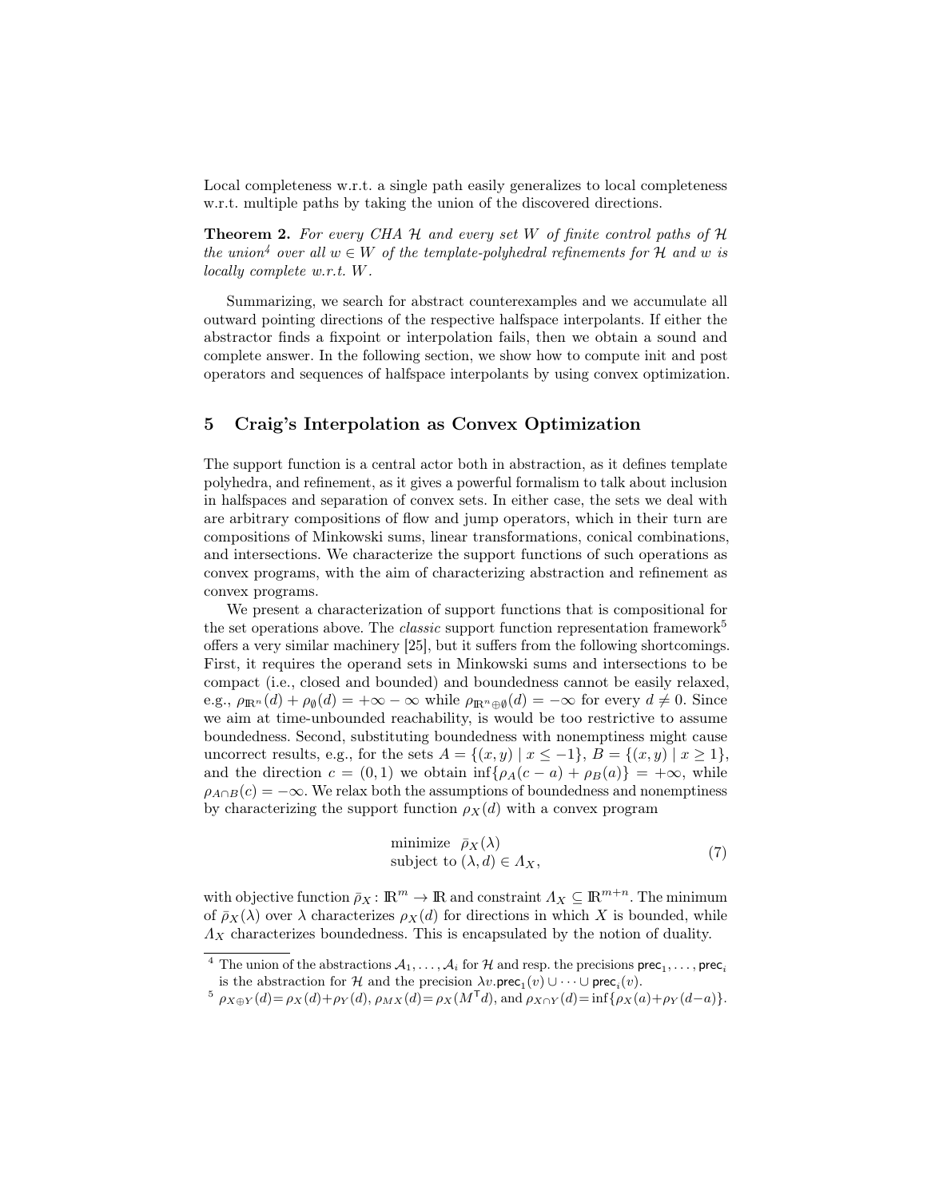Local completeness w.r.t. a single path easily generalizes to local completeness w.r.t. multiple paths by taking the union of the discovered directions.

**Theorem 2.** *For every CHA $\mathcal{H}$ and every set $W$ of finite control paths of $\mathcal{H}$ the union*[4] *over all $w \in W$ of the template-polyhedral refinements for $\mathcal{H}$ and $w$ is locally complete w.r.t. $W$.*

Summarizing, we search for abstract counterexamples and we accumulate all outward pointing directions of the respective halfspace interpolants. If either the abstractor finds a fixpoint or interpolation fails, then we obtain a sound and complete answer. In the following section, we show how to compute init and post operators and sequences of halfspace interpolants by using convex optimization.

## 5 Craig's Interpolation as Convex Optimization

The support function is a central actor both in abstraction, as it defines template polyhedra, and refinement, as it gives a powerful formalism to talk about inclusion in halfspaces and separation of convex sets. In either case, the sets we deal with are arbitrary compositions of flow and jump operators, which in their turn are compositions of Minkowski sums, linear transformations, conical combinations, and intersections. We characterize the support functions of such operations as convex programs, with the aim of characterizing abstraction and refinement as convex programs.

We present a characterization of support functions that is compositional for the set operations above. The *classic* support function representation framework[5] offers a very similar machinery [25], but it suffers from the following shortcomings. First, it requires the operand sets in Minkowski sums and intersections to be compact (i.e., closed and bounded) and boundedness cannot be easily relaxed, e.g., $\rho_{\mathbb{R}^n}(d) + \rho_{\emptyset}(d) = +\infty - \infty$ while $\rho_{\mathbb{R}^n \oplus \emptyset}(d) = -\infty$ for every $d \neq 0$. Since we aim at time-unbounded reachability, is would be too restrictive to assume boundedness. Second, substituting boundedness with nonemptiness might cause uncorrect results, e.g., for the sets $A = \{(x, y) \mid x \leq -1\}$, $B = \{(x, y) \mid x \geq 1\}$, and the direction $c = (0, 1)$ we obtain $\inf\{\rho_A(c - a) + \rho_B(a)\} = +\infty$, while $\rho_{A \cap B}(c) = -\infty$. We relax both the assumptions of boundedness and nonemptiness by characterizing the support function $\rho_X(d)$ with a convex program

$$
\begin{array}{ll}
\text{minimize} & \bar{\rho}_X(\lambda) \\
\text{subject to} & (\lambda, d) \in \Lambda_X,
\end{array}
\tag{7}
$$

with objective function $\bar{\rho}_X \colon \mathbb{R}^m \to \mathbb{R}$ and constraint $\Lambda_X \subseteq \mathbb{R}^{m+n}$. The minimum of $\bar{\rho}_X(\lambda)$ over $\lambda$ characterizes $\rho_X(d)$ for directions in which $X$ is bounded, while $\Lambda_X$ characterizes boundedness. This is encapsulated by the notion of duality.

---

[4] The union of the abstractions $\mathcal{A}_1, \ldots, \mathcal{A}_i$ for $\mathcal{H}$ and resp. the precisions $\mathsf{prec}_1, \ldots, \mathsf{prec}_i$ is the abstraction for $\mathcal{H}$ and the precision $\lambda v.\mathsf{prec}_1(v) \cup \cdots \cup \mathsf{prec}_i(v)$.

[5] $\rho_{X \oplus Y}(d) = \rho_X(d) + \rho_Y(d)$, $\rho_{MX}(d) = \rho_X(M^\mathsf{T} d)$, and $\rho_{X \cap Y}(d) = \inf\{\rho_X(a) + \rho_Y(d - a)\}$.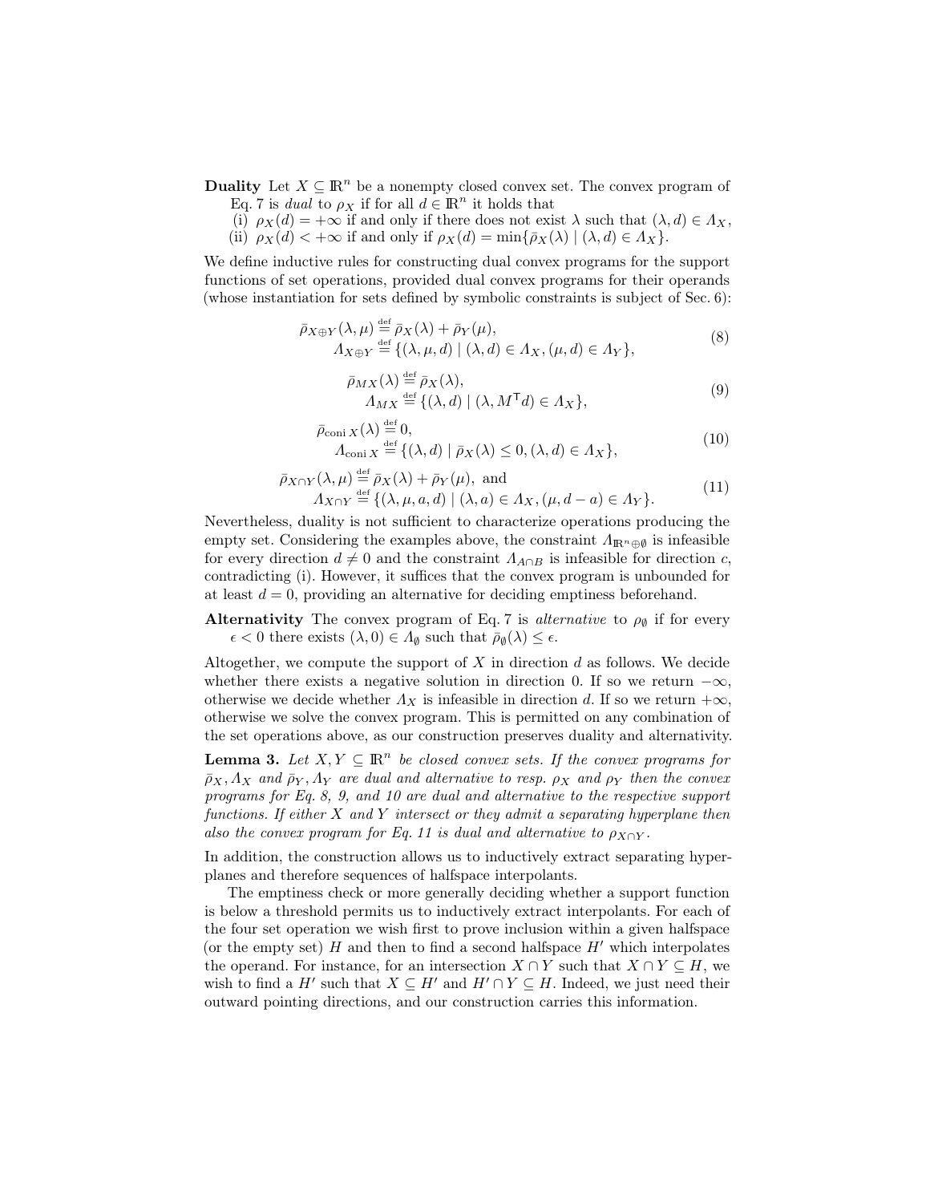**Duality** Let $X \subseteq \mathbb{R}^n$ be a nonempty closed convex set. The convex program of Eq. 7 is *dual* to $\rho_X$ if for all $d \in \mathbb{R}^n$ it holds that

(i) $\rho_X(d) = +\infty$ if and only if there does not exist $\lambda$ such that $(\lambda, d) \in \Lambda_X$,
(ii) $\rho_X(d) < +\infty$ if and only if $\rho_X(d) = \min\{\bar{\rho}_X(\lambda) \mid (\lambda, d) \in \Lambda_X\}$.

We define inductive rules for constructing dual convex programs for the support functions of set operations, provided dual convex programs for their operands (whose instantiation for sets defined by symbolic constraints is subject of Sec. 6):

$$
\begin{aligned}
\bar{\rho}_{X \oplus Y}(\lambda, \mu) &\stackrel{\text{def}}{=} \bar{\rho}_X(\lambda) + \bar{\rho}_Y(\mu), \\
\Lambda_{X \oplus Y} &\stackrel{\text{def}}{=} \{(\lambda, \mu, d) \mid (\lambda, d) \in \Lambda_X, (\mu, d) \in \Lambda_Y\},
\end{aligned} \tag{8}
$$

$$
\begin{aligned}
\bar{\rho}_{MX}(\lambda) &\stackrel{\text{def}}{=} \bar{\rho}_X(\lambda), \\
\Lambda_{MX} &\stackrel{\text{def}}{=} \{(\lambda, d) \mid (\lambda, M^{\mathsf{T}} d) \in \Lambda_X\},
\end{aligned} \tag{9}
$$

$$
\begin{aligned}
\bar{\rho}_{\operatorname{coni} X}(\lambda) &\stackrel{\text{def}}{=} 0, \\
\Lambda_{\operatorname{coni} X} &\stackrel{\text{def}}{=} \{(\lambda, d) \mid \bar{\rho}_X(\lambda) \leq 0, (\lambda, d) \in \Lambda_X\},
\end{aligned} \tag{10}
$$

$$
\begin{aligned}
\bar{\rho}_{X \cap Y}(\lambda, \mu) &\stackrel{\text{def}}{=} \bar{\rho}_X(\lambda) + \bar{\rho}_Y(\mu), \text{ and} \\
\Lambda_{X \cap Y} &\stackrel{\text{def}}{=} \{(\lambda, \mu, a, d) \mid (\lambda, a) \in \Lambda_X, (\mu, d - a) \in \Lambda_Y\}.
\end{aligned} \tag{11}
$$

Nevertheless, duality is not sufficient to characterize operations producing the empty set. Considering the examples above, the constraint $\Lambda_{\mathbb{R}^n \oplus \emptyset}$ is infeasible for every direction $d \neq 0$ and the constraint $\Lambda_{A \cap B}$ is infeasible for direction $c$, contradicting (i). However, it suffices that the convex program is unbounded for at least $d = 0$, providing an alternative for deciding emptiness beforehand.

**Alternativity** The convex program of Eq. 7 is *alternative* to $\rho_\emptyset$ if for every $\epsilon < 0$ there exists $(\lambda, 0) \in \Lambda_\emptyset$ such that $\bar{\rho}_\emptyset(\lambda) \leq \epsilon$.

Altogether, we compute the support of $X$ in direction $d$ as follows. We decide whether there exists a negative solution in direction 0. If so we return $-\infty$, otherwise we decide whether $\Lambda_X$ is infeasible in direction $d$. If so we return $+\infty$, otherwise we solve the convex program. This is permitted on any combination of the set operations above, as our construction preserves duality and alternativity.

**Lemma 3.** *Let $X, Y \subseteq \mathbb{R}^n$ be closed convex sets. If the convex programs for $\bar{\rho}_X, \Lambda_X$ and $\bar{\rho}_Y, \Lambda_Y$ are dual and alternative to resp. $\rho_X$ and $\rho_Y$ then the convex programs for Eq. 8, 9, and 10 are dual and alternative to the respective support functions. If either $X$ and $Y$ intersect or they admit a separating hyperplane then also the convex program for Eq. 11 is dual and alternative to $\rho_{X \cap Y}$.*

In addition, the construction allows us to inductively extract separating hyperplanes and therefore sequences of halfspace interpolants.

The emptiness check or more generally deciding whether a support function is below a threshold permits us to inductively extract interpolants. For each of the four set operation we wish first to prove inclusion within a given halfspace (or the empty set) $H$ and then to find a second halfspace $H'$ which interpolates the operand. For instance, for an intersection $X \cap Y$ such that $X \cap Y \subseteq H$, we wish to find a $H'$ such that $X \subseteq H'$ and $H' \cap Y \subseteq H$. Indeed, we just need their outward pointing directions, and our construction carries this information.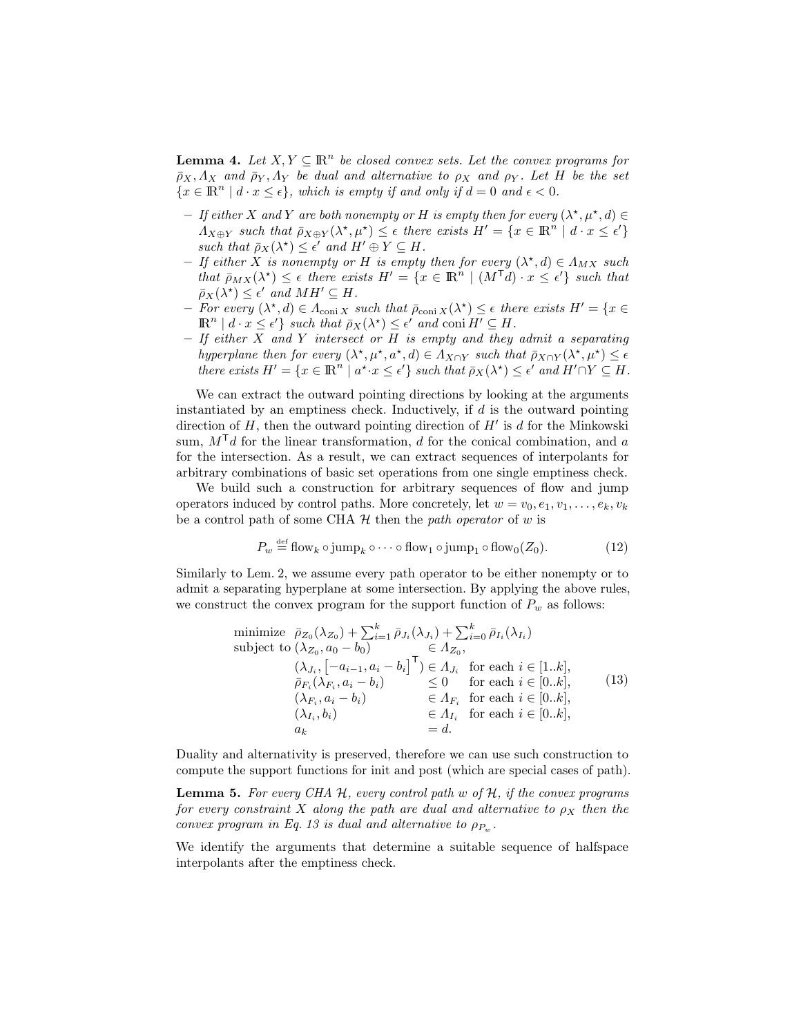**Lemma 4.** *Let $X, Y \subseteq \mathbb{R}^n$ be closed convex sets. Let the convex programs for $\bar{\rho}_X, \Lambda_X$ and $\bar{\rho}_Y, \Lambda_Y$ be dual and alternative to $\rho_X$ and $\rho_Y$. Let $H$ be the set $\{x \in \mathbb{R}^n \mid d \cdot x \leq \epsilon\}$, which is empty if and only if $d = 0$ and $\epsilon < 0$.*

- *If either $X$ and $Y$ are both nonempty or $H$ is empty then for every $(\lambda^\star, \mu^\star, d) \in \Lambda_{X \oplus Y}$ such that $\bar{\rho}_{X \oplus Y}(\lambda^\star, \mu^\star) \leq \epsilon$ there exists $H' = \{x \in \mathbb{R}^n \mid d \cdot x \leq \epsilon'\}$ such that $\bar{\rho}_X(\lambda^\star) \leq \epsilon'$ and $H' \oplus Y \subseteq H$.*
- *If either $X$ is nonempty or $H$ is empty then for every $(\lambda^\star, d) \in \Lambda_{MX}$ such that $\bar{\rho}_{MX}(\lambda^\star) \leq \epsilon$ there exists $H' = \{x \in \mathbb{R}^n \mid (M^\mathsf{T} d) \cdot x \leq \epsilon'\}$ such that $\bar{\rho}_X(\lambda^\star) \leq \epsilon'$ and $MH' \subseteq H$.*
- *For every $(\lambda^\star, d) \in \Lambda_{\mathrm{coni}\, X}$ such that $\bar{\rho}_{\mathrm{coni}\, X}(\lambda^\star) \leq \epsilon$ there exists $H' = \{x \in \mathbb{R}^n \mid d \cdot x \leq \epsilon'\}$ such that $\bar{\rho}_X(\lambda^\star) \leq \epsilon'$ and $\mathrm{coni}\, H' \subseteq H$.*
- *If either $X$ and $Y$ intersect or $H$ is empty and they admit a separating hyperplane then for every $(\lambda^\star, \mu^\star, a^\star, d) \in \Lambda_{X \cap Y}$ such that $\bar{\rho}_{X \cap Y}(\lambda^\star, \mu^\star) \leq \epsilon$ there exists $H' = \{x \in \mathbb{R}^n \mid a^\star \cdot x \leq \epsilon'\}$ such that $\bar{\rho}_X(\lambda^\star) \leq \epsilon'$ and $H' \cap Y \subseteq H$.*

We can extract the outward pointing directions by looking at the arguments instantiated by an emptiness check. Inductively, if $d$ is the outward pointing direction of $H$, then the outward pointing direction of $H'$ is $d$ for the Minkowski sum, $M^\mathsf{T} d$ for the linear transformation, $d$ for the conical combination, and $a$ for the intersection. As a result, we can extract sequences of interpolants for arbitrary combinations of basic set operations from one single emptiness check.

We build such a construction for arbitrary sequences of flow and jump operators induced by control paths. More concretely, let $w = v_0, e_1, v_1, \ldots, e_k, v_k$ be a control path of some CHA $\mathcal{H}$ then the *path operator* of $w$ is

$$P_w \stackrel{\text{def}}{=} \mathrm{flow}_k \circ \mathrm{jump}_k \circ \cdots \circ \mathrm{flow}_1 \circ \mathrm{jump}_1 \circ \mathrm{flow}_0(Z_0). \tag{12}$$

Similarly to Lem. 2, we assume every path operator to be either nonempty or to admit a separating hyperplane at some intersection. By applying the above rules, we construct the convex program for the support function of $P_w$ as follows:

$$\begin{array}{lll}
\text{minimize} & \bar{\rho}_{Z_0}(\lambda_{Z_0}) + \sum_{i=1}^{k} \bar{\rho}_{J_i}(\lambda_{J_i}) + \sum_{i=0}^{k} \bar{\rho}_{I_i}(\lambda_{I_i}) & \\
\text{subject to} & (\lambda_{Z_0}, a_0 - b_0) \in \Lambda_{Z_0}, & \\
& (\lambda_{J_i}, \left[-a_{i-1}, a_i - b_i\right]^\mathsf{T}) \in \Lambda_{J_i} & \text{for each } i \in [1..k], \\
& \bar{\rho}_{F_i}(\lambda_{F_i}, a_i - b_i) \leq 0 & \text{for each } i \in [0..k], \\
& (\lambda_{F_i}, a_i - b_i) \in \Lambda_{F_i} & \text{for each } i \in [0..k], \\
& (\lambda_{I_i}, b_i) \in \Lambda_{I_i} & \text{for each } i \in [0..k], \\
& a_k = d. &
\end{array} \tag{13}$$

Duality and alternativity is preserved, therefore we can use such construction to compute the support functions for init and post (which are special cases of path).

**Lemma 5.** *For every CHA $\mathcal{H}$, every control path $w$ of $\mathcal{H}$, if the convex programs for every constraint $X$ along the path are dual and alternative to $\rho_X$ then the convex program in Eq. 13 is dual and alternative to $\rho_{P_w}$.*

We identify the arguments that determine a suitable sequence of halfspace interpolants after the emptiness check.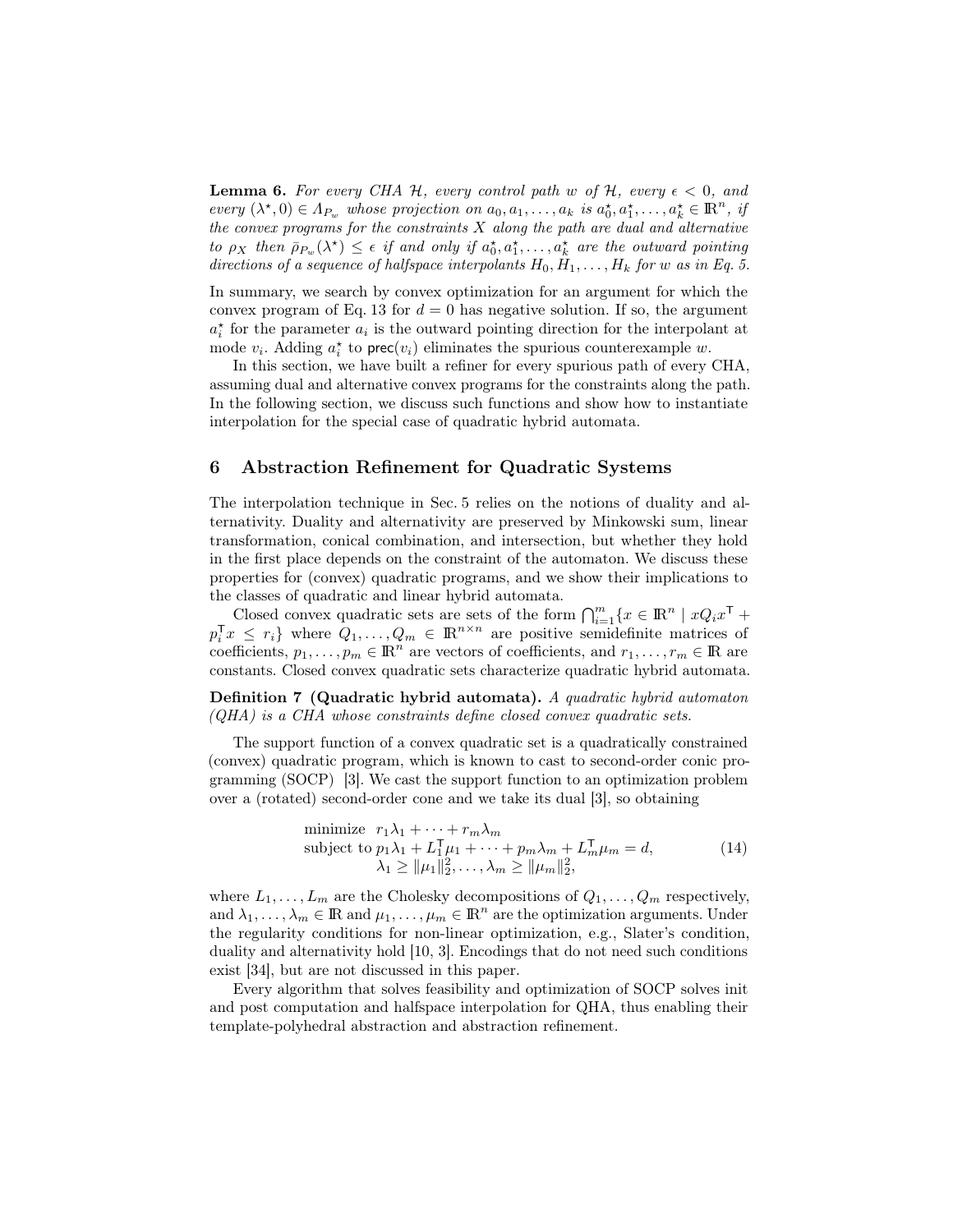**Lemma 6.** *For every CHA $\mathcal{H}$, every control path $w$ of $\mathcal{H}$, every $\epsilon < 0$, and every $(\lambda^\star, 0) \in \Lambda_{P_w}$ whose projection on $a_0, a_1, \ldots, a_k$ is $a_0^\star, a_1^\star, \ldots, a_k^\star \in \mathbb{R}^n$, if the convex programs for the constraints $X$ along the path are dual and alternative to $\rho_X$ then $\bar{\rho}_{P_w}(\lambda^\star) \leq \epsilon$ if and only if $a_0^\star, a_1^\star, \ldots, a_k^\star$ are the outward pointing directions of a sequence of halfspace interpolants $H_0, H_1, \ldots, H_k$ for $w$ as in Eq. 5.*

In summary, we search by convex optimization for an argument for which the convex program of Eq. 13 for $d = 0$ has negative solution. If so, the argument $a_i^\star$ for the parameter $a_i$ is the outward pointing direction for the interpolant at mode $v_i$. Adding $a_i^\star$ to $\mathsf{prec}(v_i)$ eliminates the spurious counterexample $w$.

In this section, we have built a refiner for every spurious path of every CHA, assuming dual and alternative convex programs for the constraints along the path. In the following section, we discuss such functions and show how to instantiate interpolation for the special case of quadratic hybrid automata.

## 6 Abstraction Refinement for Quadratic Systems

The interpolation technique in Sec. 5 relies on the notions of duality and alternativity. Duality and alternativity are preserved by Minkowski sum, linear transformation, conical combination, and intersection, but whether they hold in the first place depends on the constraint of the automaton. We discuss these properties for (convex) quadratic programs, and we show their implications to the classes of quadratic and linear hybrid automata.

Closed convex quadratic sets are sets of the form $\bigcap_{i=1}^m \{x \in \mathbb{R}^n \mid xQ_ix^\mathsf{T} + p_i^\mathsf{T} x \leq r_i\}$ where $Q_1, \ldots, Q_m \in \mathbb{R}^{n \times n}$ are positive semidefinite matrices of coefficients, $p_1, \ldots, p_m \in \mathbb{R}^n$ are vectors of coefficients, and $r_1, \ldots, r_m \in \mathbb{R}$ are constants. Closed convex quadratic sets characterize quadratic hybrid automata.

**Definition 7 (Quadratic hybrid automata).** *A quadratic hybrid automaton (QHA) is a CHA whose constraints define closed convex quadratic sets.*

The support function of a convex quadratic set is a quadratically constrained (convex) quadratic program, which is known to cast to second-order conic programming (SOCP) [3]. We cast the support function to an optimization problem over a (rotated) second-order cone and we take its dual [3], so obtaining

$$
\begin{aligned}
&\text{minimize} \;\; r_1\lambda_1 + \cdots + r_m\lambda_m \\
&\text{subject to}\; p_1\lambda_1 + L_1^\mathsf{T}\mu_1 + \cdots + p_m\lambda_m + L_m^\mathsf{T}\mu_m = d, \\
&\qquad\qquad\;\; \lambda_1 \geq \|\mu_1\|_2^2, \ldots, \lambda_m \geq \|\mu_m\|_2^2,
\end{aligned}
\tag{14}
$$

where $L_1, \ldots, L_m$ are the Cholesky decompositions of $Q_1, \ldots, Q_m$ respectively, and $\lambda_1, \ldots, \lambda_m \in \mathbb{R}$ and $\mu_1, \ldots, \mu_m \in \mathbb{R}^n$ are the optimization arguments. Under the regularity conditions for non-linear optimization, e.g., Slater's condition, duality and alternativity hold [10, 3]. Encodings that do not need such conditions exist [34], but are not discussed in this paper.

Every algorithm that solves feasibility and optimization of SOCP solves init and post computation and halfspace interpolation for QHA, thus enabling their template-polyhedral abstraction and abstraction refinement.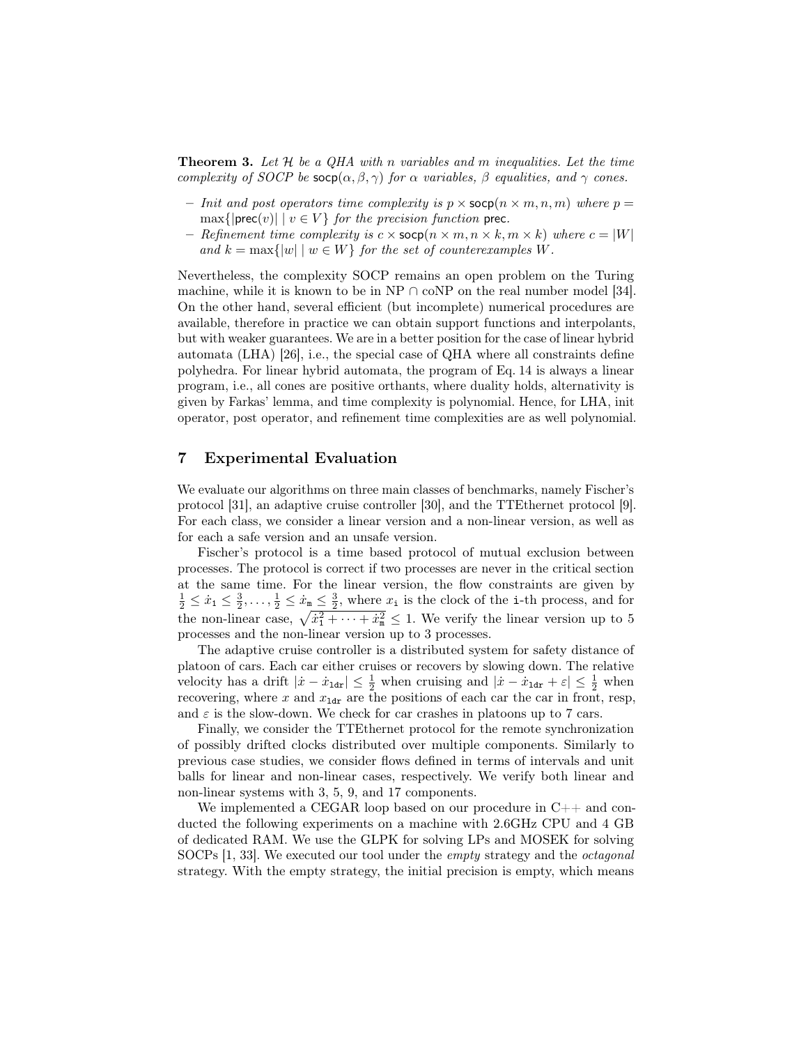**Theorem 3.** *Let $\mathcal{H}$ be a QHA with $n$ variables and $m$ inequalities. Let the time complexity of SOCP be $\mathsf{socp}(\alpha, \beta, \gamma)$ for $\alpha$ variables, $\beta$ equalities, and $\gamma$ cones.*

- *Init and post operators time complexity is $p \times \mathsf{socp}(n \times m, n, m)$ where $p = \max\{|\mathsf{prec}(v)| \mid v \in V\}$ for the precision function $\mathsf{prec}$.*
- *Refinement time complexity is $c \times \mathsf{socp}(n \times m, n \times k, m \times k)$ where $c = |W|$ and $k = \max\{|w| \mid w \in W\}$ for the set of counterexamples $W$.*

Nevertheless, the complexity SOCP remains an open problem on the Turing machine, while it is known to be in NP ∩ coNP on the real number model [34]. On the other hand, several efficient (but incomplete) numerical procedures are available, therefore in practice we can obtain support functions and interpolants, but with weaker guarantees. We are in a better position for the case of linear hybrid automata (LHA) [26], i.e., the special case of QHA where all constraints define polyhedra. For linear hybrid automata, the program of Eq. 14 is always a linear program, i.e., all cones are positive orthants, where duality holds, alternativity is given by Farkas' lemma, and time complexity is polynomial. Hence, for LHA, init operator, post operator, and refinement time complexities are as well polynomial.

## 7 Experimental Evaluation

We evaluate our algorithms on three main classes of benchmarks, namely Fischer's protocol [31], an adaptive cruise controller [30], and the TTEthernet protocol [9]. For each class, we consider a linear version and a non-linear version, as well as for each a safe version and an unsafe version.

Fischer's protocol is a time based protocol of mutual exclusion between processes. The protocol is correct if two processes are never in the critical section at the same time. For the linear version, the flow constraints are given by $\frac{1}{2} \leq \dot{x}_1 \leq \frac{3}{2}, \dots, \frac{1}{2} \leq \dot{x}_{\mathtt{m}} \leq \frac{3}{2}$, where $x_{\mathtt{i}}$ is the clock of the $\mathtt{i}$-th process, and for the non-linear case, $\sqrt{\dot{x}_1^2 + \cdots + \dot{x}_{\mathtt{m}}^2} \leq 1$. We verify the linear version up to 5 processes and the non-linear version up to 3 processes.

The adaptive cruise controller is a distributed system for safety distance of platoon of cars. Each car either cruises or recovers by slowing down. The relative velocity has a drift $|\dot{x} - \dot{x}_{\mathtt{ldr}}| \leq \frac{1}{2}$ when cruising and $|\dot{x} - \dot{x}_{\mathtt{ldr}} + \varepsilon| \leq \frac{1}{2}$ when recovering, where $x$ and $x_{\mathtt{ldr}}$ are the positions of each car the car in front, resp, and $\varepsilon$ is the slow-down. We check for car crashes in platoons up to 7 cars.

Finally, we consider the TTEthernet protocol for the remote synchronization of possibly drifted clocks distributed over multiple components. Similarly to previous case studies, we consider flows defined in terms of intervals and unit balls for linear and non-linear cases, respectively. We verify both linear and non-linear systems with 3, 5, 9, and 17 components.

We implemented a CEGAR loop based on our procedure in C++ and conducted the following experiments on a machine with 2.6GHz CPU and 4 GB of dedicated RAM. We use the GLPK for solving LPs and MOSEK for solving SOCPs [1, 33]. We executed our tool under the *empty* strategy and the *octagonal* strategy. With the empty strategy, the initial precision is empty, which means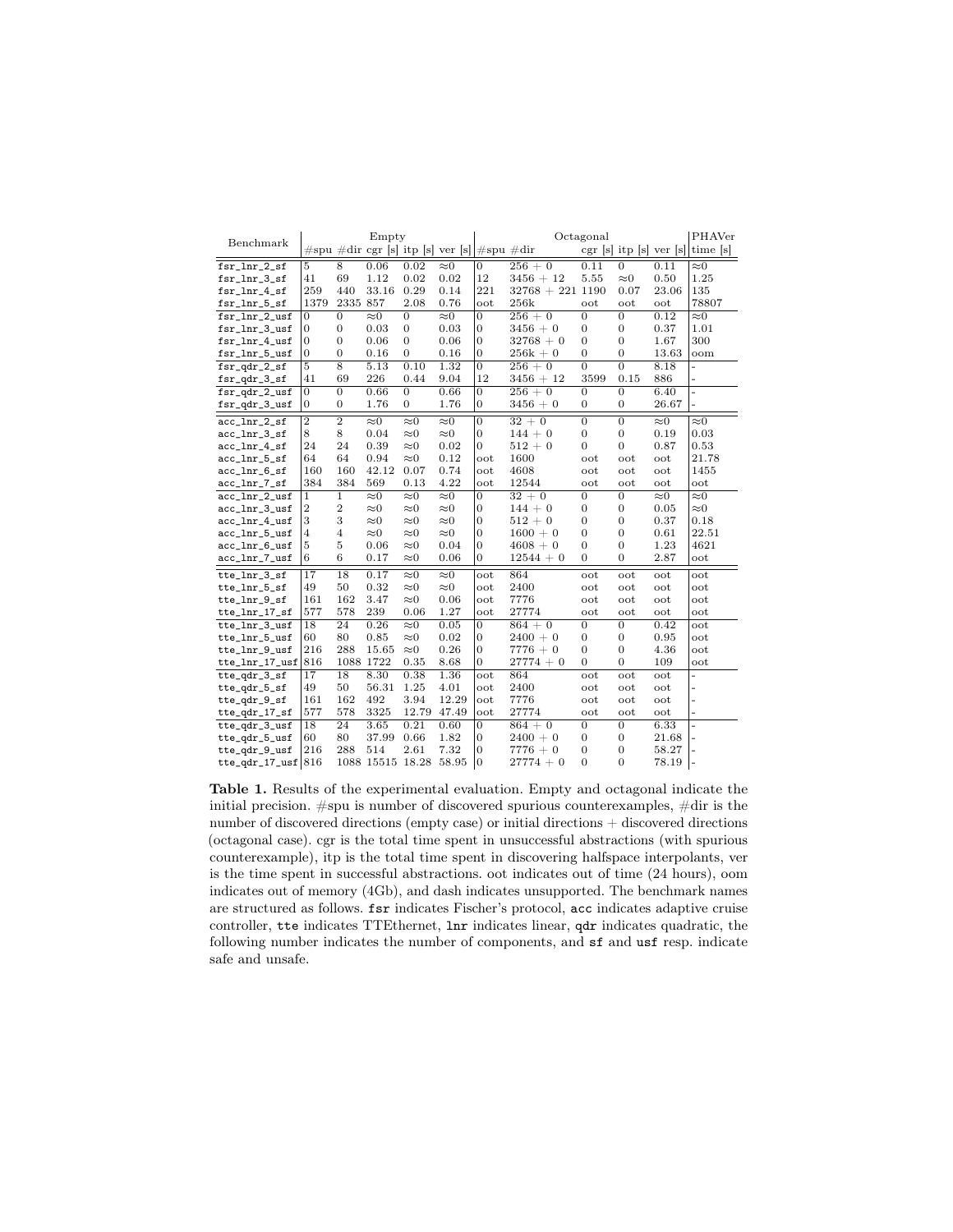| Benchmark | Empty | | | | | Octagonal | | | | | PHAVer |
|---|---|---|---|---|---|---|---|---|---|---|---|
| | #spu | #dir | cgr [s] | itp [s] | ver [s] | #spu | #dir | cgr [s] | itp [s] | ver [s] | time [s] |
| fsr_lnr_2_sf | 5 | 8 | 0.06 | 0.02 | ≈0 | 0 | 256 + 0 | 0.11 | 0 | 0.11 | ≈0 |
| fsr_lnr_3_sf | 41 | 69 | 1.12 | 0.02 | 0.02 | 12 | 3456 + 12 | 5.55 | ≈0 | 0.50 | 1.25 |
| fsr_lnr_4_sf | 259 | 440 | 33.16 | 0.29 | 0.14 | 221 | 32768 + 221 | 1190 | 0.07 | 23.06 | 135 |
| fsr_lnr_5_sf | 1379 | 2335 | 857 | 2.08 | 0.76 | oot | 256k | oot | oot | oot | 78807 |
| fsr_lnr_2_usf | 0 | 0 | ≈0 | 0 | ≈0 | 0 | 256 + 0 | 0 | 0 | 0.12 | ≈0 |
| fsr_lnr_3_usf | 0 | 0 | 0.03 | 0 | 0.03 | 0 | 3456 + 0 | 0 | 0 | 0.37 | 1.01 |
| fsr_lnr_4_usf | 0 | 0 | 0.06 | 0 | 0.06 | 0 | 32768 + 0 | 0 | 0 | 1.67 | 300 |
| fsr_lnr_5_usf | 0 | 0 | 0.16 | 0 | 0.16 | 0 | 256k + 0 | 0 | 0 | 13.63 | oom |
| fsr_qdr_2_sf | 5 | 8 | 5.13 | 0.10 | 1.32 | 0 | 256 + 0 | 0 | 0 | 8.18 | - |
| fsr_qdr_3_sf | 41 | 69 | 226 | 0.44 | 9.04 | 12 | 3456 + 12 | 3599 | 0.15 | 886 | - |
| fsr_qdr_2_usf | 0 | 0 | 0.66 | 0 | 0.66 | 0 | 256 + 0 | 0 | 0 | 6.40 | - |
| fsr_qdr_3_usf | 0 | 0 | 1.76 | 0 | 1.76 | 0 | 3456 + 0 | 0 | 0 | 26.67 | - |
| acc_lnr_2_sf | 2 | 2 | ≈0 | ≈0 | ≈0 | 0 | 32 + 0 | 0 | 0 | ≈0 | ≈0 |
| acc_lnr_3_sf | 8 | 8 | 0.04 | ≈0 | ≈0 | 0 | 144 + 0 | 0 | 0 | 0.19 | 0.03 |
| acc_lnr_4_sf | 24 | 24 | 0.39 | ≈0 | 0.02 | 0 | 512 + 0 | 0 | 0 | 0.87 | 0.53 |
| acc_lnr_5_sf | 64 | 64 | 0.94 | ≈0 | 0.12 | oot | 1600 | oot | oot | oot | 21.78 |
| acc_lnr_6_sf | 160 | 160 | 42.12 | 0.07 | 0.74 | oot | 4608 | oot | oot | oot | 1455 |
| acc_lnr_7_sf | 384 | 384 | 569 | 0.13 | 4.22 | oot | 12544 | oot | oot | oot | oot |
| acc_lnr_2_usf | 1 | 1 | ≈0 | ≈0 | ≈0 | 0 | 32 + 0 | 0 | 0 | ≈0 | ≈0 |
| acc_lnr_3_usf | 2 | 2 | ≈0 | ≈0 | ≈0 | 0 | 144 + 0 | 0 | 0 | 0.05 | ≈0 |
| acc_lnr_4_usf | 3 | 3 | ≈0 | ≈0 | ≈0 | 0 | 512 + 0 | 0 | 0 | 0.37 | 0.18 |
| acc_lnr_5_usf | 4 | 4 | ≈0 | ≈0 | ≈0 | 0 | 1600 + 0 | 0 | 0 | 0.61 | 22.51 |
| acc_lnr_6_usf | 5 | 5 | 0.06 | ≈0 | 0.04 | 0 | 4608 + 0 | 0 | 0 | 1.23 | 4621 |
| acc_lnr_7_usf | 6 | 6 | 0.17 | ≈0 | 0.06 | 0 | 12544 + 0 | 0 | 0 | 2.87 | oot |
| tte_lnr_3_sf | 17 | 18 | 0.17 | ≈0 | ≈0 | oot | 864 | oot | oot | oot | oot |
| tte_lnr_5_sf | 49 | 50 | 0.32 | ≈0 | ≈0 | oot | 2400 | oot | oot | oot | oot |
| tte_lnr_9_sf | 161 | 162 | 3.47 | ≈0 | 0.06 | oot | 7776 | oot | oot | oot | oot |
| tte_lnr_17_sf | 577 | 578 | 239 | 0.06 | 1.27 | oot | 27774 | oot | oot | oot | oot |
| tte_lnr_3_usf | 18 | 24 | 0.26 | ≈0 | 0.05 | 0 | 864 + 0 | 0 | 0 | 0.42 | oot |
| tte_lnr_5_usf | 60 | 80 | 0.85 | ≈0 | 0.02 | 0 | 2400 + 0 | 0 | 0 | 0.95 | oot |
| tte_lnr_9_usf | 216 | 288 | 15.65 | ≈0 | 0.26 | 0 | 7776 + 0 | 0 | 0 | 4.36 | oot |
| tte_lnr_17_usf | 816 | 1088 | 1722 | 0.35 | 8.68 | 0 | 27774 + 0 | 0 | 0 | 109 | oot |
| tte_qdr_3_sf | 17 | 18 | 8.30 | 0.38 | 1.36 | oot | 864 | oot | oot | oot | - |
| tte_qdr_5_sf | 49 | 50 | 56.31 | 1.25 | 4.01 | oot | 2400 | oot | oot | oot | - |
| tte_qdr_9_sf | 161 | 162 | 492 | 3.94 | 12.29 | oot | 7776 | oot | oot | oot | - |
| tte_qdr_17_sf | 577 | 578 | 3325 | 12.79 | 47.49 | oot | 27774 | oot | oot | oot | - |
| tte_qdr_3_usf | 18 | 24 | 3.65 | 0.21 | 0.60 | 0 | 864 + 0 | 0 | 0 | 6.33 | - |
| tte_qdr_5_usf | 60 | 80 | 37.99 | 0.66 | 1.82 | 0 | 2400 + 0 | 0 | 0 | 21.68 | - |
| tte_qdr_9_usf | 216 | 288 | 514 | 2.61 | 7.32 | 0 | 7776 + 0 | 0 | 0 | 58.27 | - |
| tte_qdr_17_usf | 816 | 1088 | 15515 | 18.28 | 58.95 | 0 | 27774 + 0 | 0 | 0 | 78.19 | - |

**Table 1.** Results of the experimental evaluation. Empty and octagonal indicate the initial precision. #spu is number of discovered spurious counterexamples, #dir is the number of discovered directions (empty case) or initial directions + discovered directions (octagonal case). cgr is the total time spent in unsuccessful abstractions (with spurious counterexample), itp is the total time spent in discovering halfspace interpolants, ver is the time spent in successful abstractions. oot indicates out of time (24 hours), oom indicates out of memory (4Gb), and dash indicates unsupported. The benchmark names are structured as follows. `fsr` indicates Fischer's protocol, `acc` indicates adaptive cruise controller, `tte` indicates TTEthernet, `lnr` indicates linear, `qdr` indicates quadratic, the following number indicates the number of components, and `sf` and `usf` resp. indicate safe and unsafe.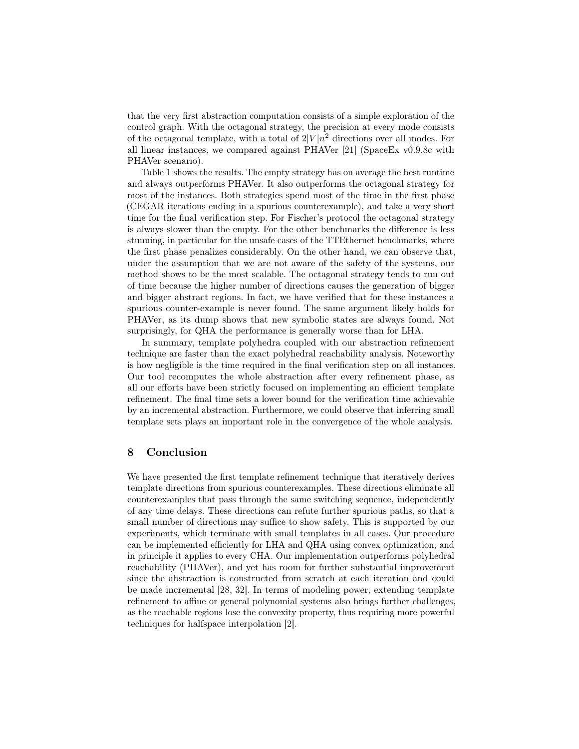that the very first abstraction computation consists of a simple exploration of the control graph. With the octagonal strategy, the precision at every mode consists of the octagonal template, with a total of $2|V|n^2$ directions over all modes. For all linear instances, we compared against PHAVer [21] (SpaceEx v0.9.8c with PHAVer scenario).

Table 1 shows the results. The empty strategy has on average the best runtime and always outperforms PHAVer. It also outperforms the octagonal strategy for most of the instances. Both strategies spend most of the time in the first phase (CEGAR iterations ending in a spurious counterexample), and take a very short time for the final verification step. For Fischer's protocol the octagonal strategy is always slower than the empty. For the other benchmarks the difference is less stunning, in particular for the unsafe cases of the TTEthernet benchmarks, where the first phase penalizes considerably. On the other hand, we can observe that, under the assumption that we are not aware of the safety of the systems, our method shows to be the most scalable. The octagonal strategy tends to run out of time because the higher number of directions causes the generation of bigger and bigger abstract regions. In fact, we have verified that for these instances a spurious counter-example is never found. The same argument likely holds for PHAVer, as its dump shows that new symbolic states are always found. Not surprisingly, for QHA the performance is generally worse than for LHA.

In summary, template polyhedra coupled with our abstraction refinement technique are faster than the exact polyhedral reachability analysis. Noteworthy is how negligible is the time required in the final verification step on all instances. Our tool recomputes the whole abstraction after every refinement phase, as all our efforts have been strictly focused on implementing an efficient template refinement. The final time sets a lower bound for the verification time achievable by an incremental abstraction. Furthermore, we could observe that inferring small template sets plays an important role in the convergence of the whole analysis.

## 8 Conclusion

We have presented the first template refinement technique that iteratively derives template directions from spurious counterexamples. These directions eliminate all counterexamples that pass through the same switching sequence, independently of any time delays. These directions can refute further spurious paths, so that a small number of directions may suffice to show safety. This is supported by our experiments, which terminate with small templates in all cases. Our procedure can be implemented efficiently for LHA and QHA using convex optimization, and in principle it applies to every CHA. Our implementation outperforms polyhedral reachability (PHAVer), and yet has room for further substantial improvement since the abstraction is constructed from scratch at each iteration and could be made incremental [28, 32]. In terms of modeling power, extending template refinement to affine or general polynomial systems also brings further challenges, as the reachable regions lose the convexity property, thus requiring more powerful techniques for halfspace interpolation [2].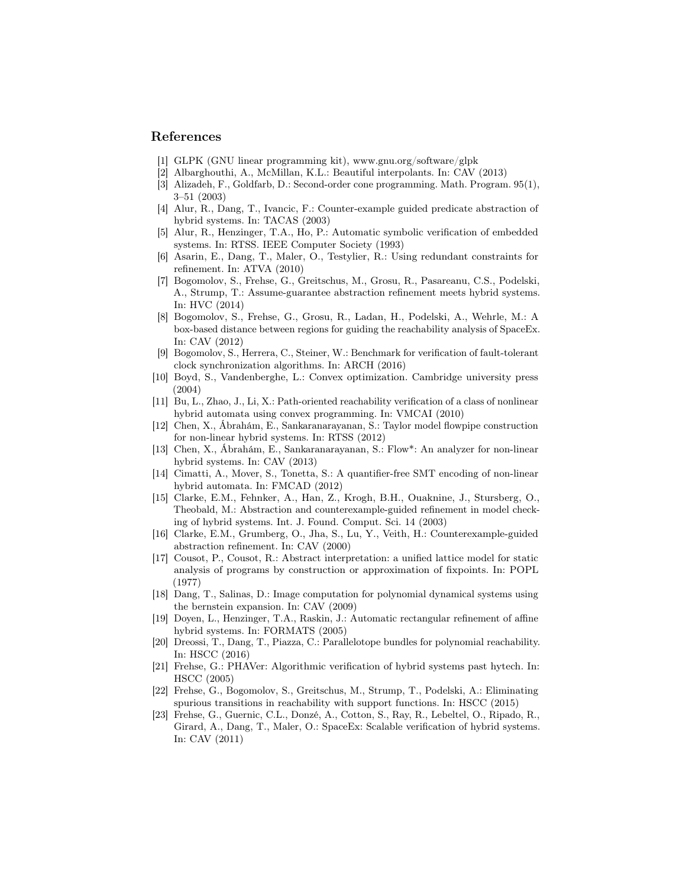## References

[1] GLPK (GNU linear programming kit), www.gnu.org/software/glpk

[2] Albarghouthi, A., McMillan, K.L.: Beautiful interpolants. In: CAV (2013)

[3] Alizadeh, F., Goldfarb, D.: Second-order cone programming. Math. Program. 95(1), 3–51 (2003)

[4] Alur, R., Dang, T., Ivancic, F.: Counter-example guided predicate abstraction of hybrid systems. In: TACAS (2003)

[5] Alur, R., Henzinger, T.A., Ho, P.: Automatic symbolic verification of embedded systems. In: RTSS. IEEE Computer Society (1993)

[6] Asarin, E., Dang, T., Maler, O., Testylier, R.: Using redundant constraints for refinement. In: ATVA (2010)

[7] Bogomolov, S., Frehse, G., Greitschus, M., Grosu, R., Pasareanu, C.S., Podelski, A., Strump, T.: Assume-guarantee abstraction refinement meets hybrid systems. In: HVC (2014)

[8] Bogomolov, S., Frehse, G., Grosu, R., Ladan, H., Podelski, A., Wehrle, M.: A box-based distance between regions for guiding the reachability analysis of SpaceEx. In: CAV (2012)

[9] Bogomolov, S., Herrera, C., Steiner, W.: Benchmark for verification of fault-tolerant clock synchronization algorithms. In: ARCH (2016)

[10] Boyd, S., Vandenberghe, L.: Convex optimization. Cambridge university press (2004)

[11] Bu, L., Zhao, J., Li, X.: Path-oriented reachability verification of a class of nonlinear hybrid automata using convex programming. In: VMCAI (2010)

[12] Chen, X., Ábrahám, E., Sankaranarayanan, S.: Taylor model flowpipe construction for non-linear hybrid systems. In: RTSS (2012)

[13] Chen, X., Ábrahám, E., Sankaranarayanan, S.: Flow*: An analyzer for non-linear hybrid systems. In: CAV (2013)

[14] Cimatti, A., Mover, S., Tonetta, S.: A quantifier-free SMT encoding of non-linear hybrid automata. In: FMCAD (2012)

[15] Clarke, E.M., Fehnker, A., Han, Z., Krogh, B.H., Ouaknine, J., Stursberg, O., Theobald, M.: Abstraction and counterexample-guided refinement in model checking of hybrid systems. Int. J. Found. Comput. Sci. 14 (2003)

[16] Clarke, E.M., Grumberg, O., Jha, S., Lu, Y., Veith, H.: Counterexample-guided abstraction refinement. In: CAV (2000)

[17] Cousot, P., Cousot, R.: Abstract interpretation: a unified lattice model for static analysis of programs by construction or approximation of fixpoints. In: POPL (1977)

[18] Dang, T., Salinas, D.: Image computation for polynomial dynamical systems using the bernstein expansion. In: CAV (2009)

[19] Doyen, L., Henzinger, T.A., Raskin, J.: Automatic rectangular refinement of affine hybrid systems. In: FORMATS (2005)

[20] Dreossi, T., Dang, T., Piazza, C.: Parallelotope bundles for polynomial reachability. In: HSCC (2016)

[21] Frehse, G.: PHAVer: Algorithmic verification of hybrid systems past hytech. In: HSCC (2005)

[22] Frehse, G., Bogomolov, S., Greitschus, M., Strump, T., Podelski, A.: Eliminating spurious transitions in reachability with support functions. In: HSCC (2015)

[23] Frehse, G., Guernic, C.L., Donzé, A., Cotton, S., Ray, R., Lebeltel, O., Ripado, R., Girard, A., Dang, T., Maler, O.: SpaceEx: Scalable verification of hybrid systems. In: CAV (2011)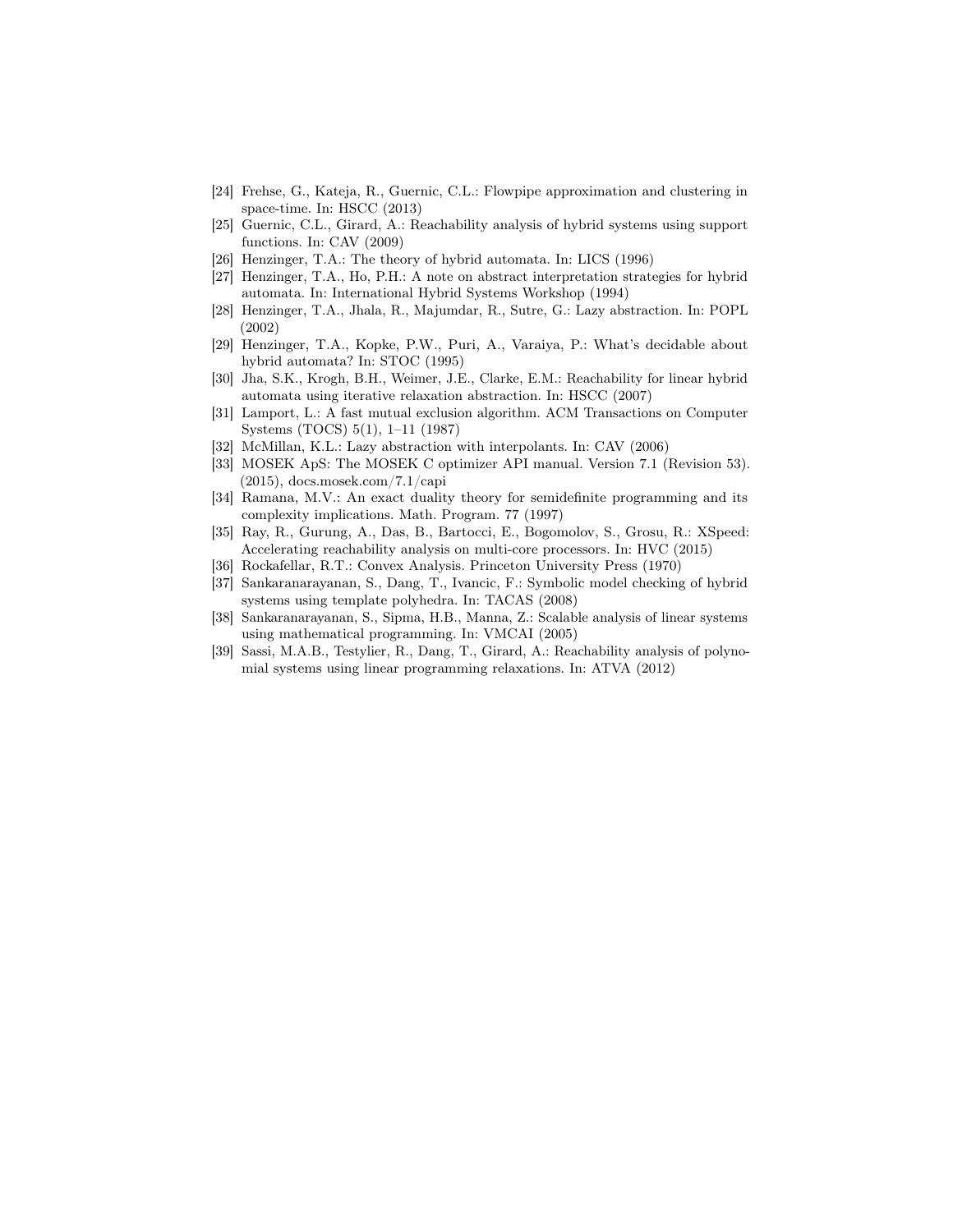[24] Frehse, G., Kateja, R., Guernic, C.L.: Flowpipe approximation and clustering in space-time. In: HSCC (2013)

[25] Guernic, C.L., Girard, A.: Reachability analysis of hybrid systems using support functions. In: CAV (2009)

[26] Henzinger, T.A.: The theory of hybrid automata. In: LICS (1996)

[27] Henzinger, T.A., Ho, P.H.: A note on abstract interpretation strategies for hybrid automata. In: International Hybrid Systems Workshop (1994)

[28] Henzinger, T.A., Jhala, R., Majumdar, R., Sutre, G.: Lazy abstraction. In: POPL (2002)

[29] Henzinger, T.A., Kopke, P.W., Puri, A., Varaiya, P.: What's decidable about hybrid automata? In: STOC (1995)

[30] Jha, S.K., Krogh, B.H., Weimer, J.E., Clarke, E.M.: Reachability for linear hybrid automata using iterative relaxation abstraction. In: HSCC (2007)

[31] Lamport, L.: A fast mutual exclusion algorithm. ACM Transactions on Computer Systems (TOCS) 5(1), 1–11 (1987)

[32] McMillan, K.L.: Lazy abstraction with interpolants. In: CAV (2006)

[33] MOSEK ApS: The MOSEK C optimizer API manual. Version 7.1 (Revision 53). (2015), docs.mosek.com/7.1/capi

[34] Ramana, M.V.: An exact duality theory for semidefinite programming and its complexity implications. Math. Program. 77 (1997)

[35] Ray, R., Gurung, A., Das, B., Bartocci, E., Bogomolov, S., Grosu, R.: XSpeed: Accelerating reachability analysis on multi-core processors. In: HVC (2015)

[36] Rockafellar, R.T.: Convex Analysis. Princeton University Press (1970)

[37] Sankaranarayanan, S., Dang, T., Ivancic, F.: Symbolic model checking of hybrid systems using template polyhedra. In: TACAS (2008)

[38] Sankaranarayanan, S., Sipma, H.B., Manna, Z.: Scalable analysis of linear systems using mathematical programming. In: VMCAI (2005)

[39] Sassi, M.A.B., Testylier, R., Dang, T., Girard, A.: Reachability analysis of polynomial systems using linear programming relaxations. In: ATVA (2012)